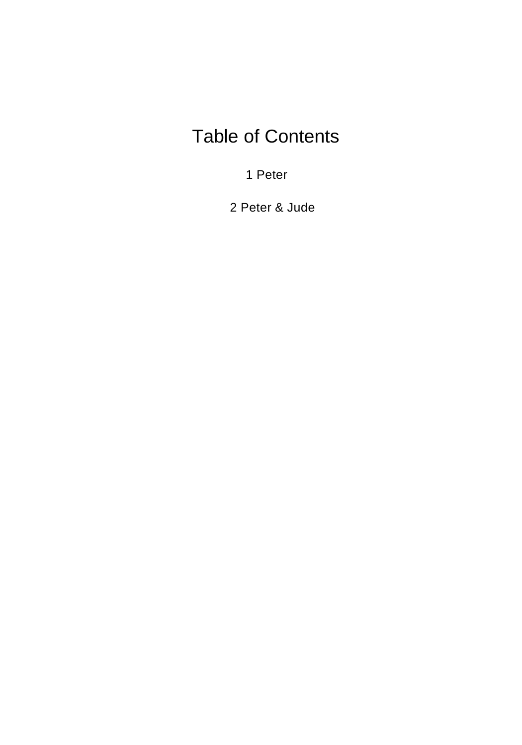# Table of Contents

1 Peter

2 Peter & Jude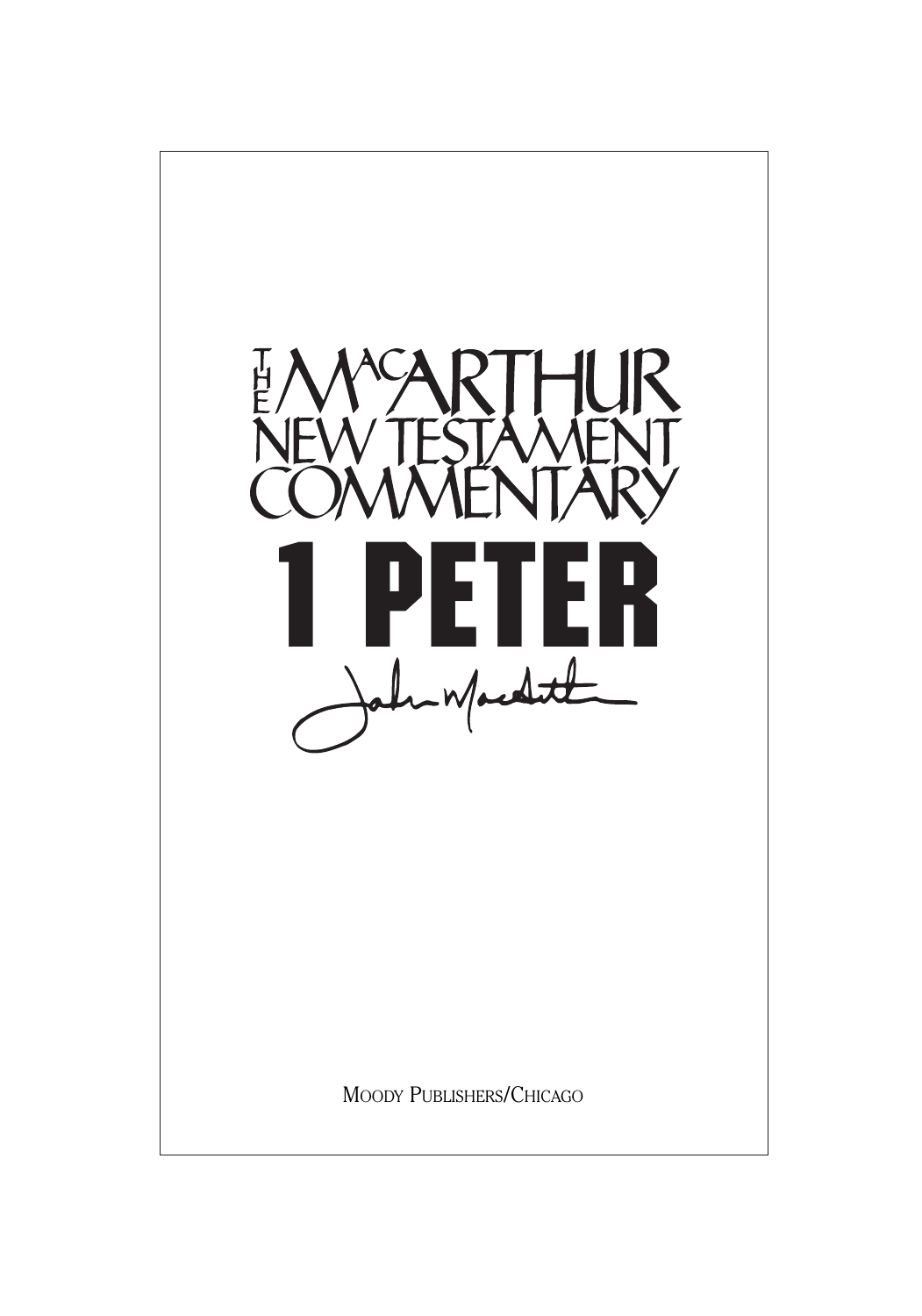# THE MACARTHUR NEW TESTAMENT COMMENTARY

# 1 PETER

John MacArthur

MOODY PUBLISHERS/CHICAGO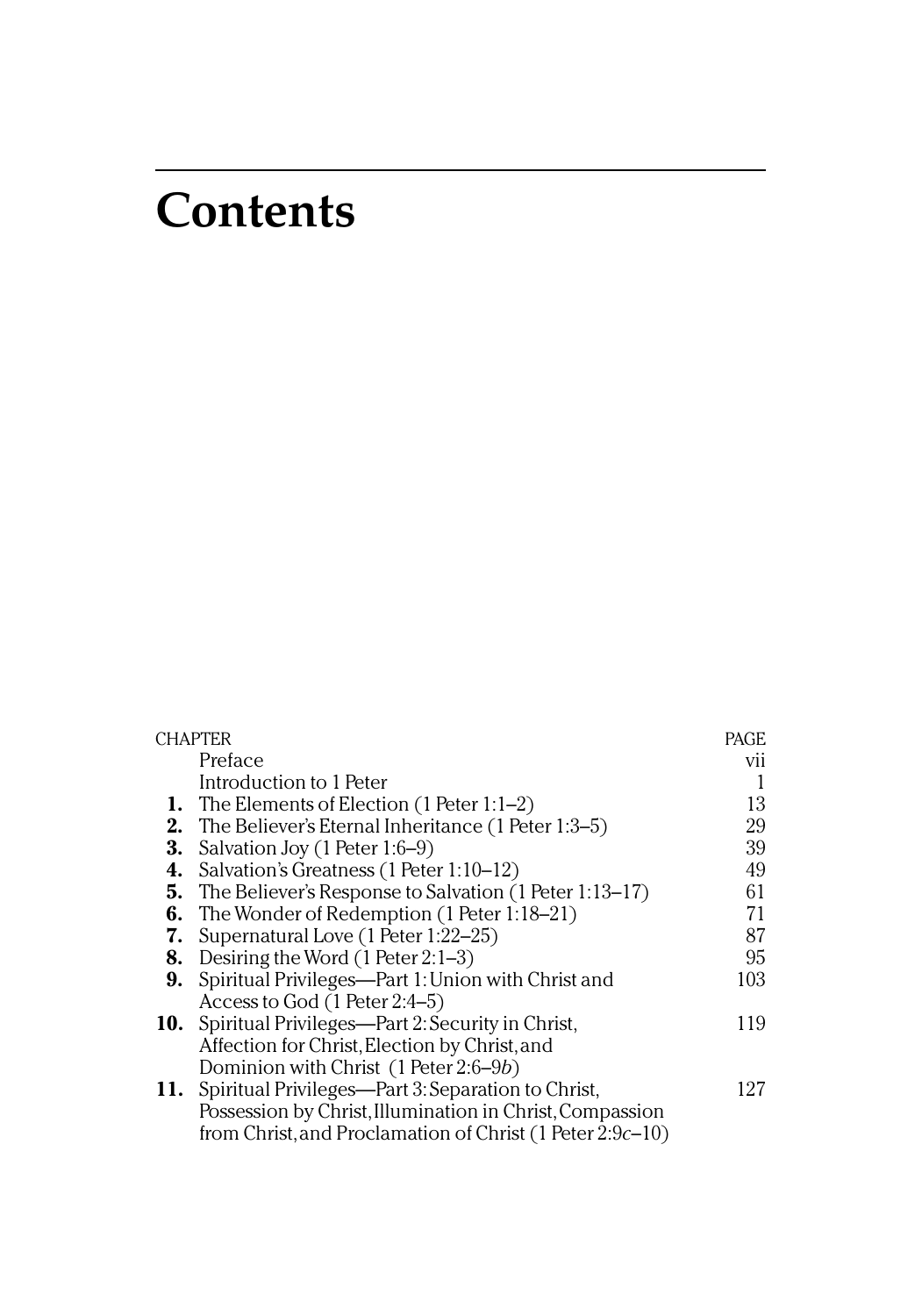# Contents

| CHAPTER | | PAGE |
|---|---|---|
| | Preface | vii |
| | Introduction to 1 Peter | 1 |
| **1.** | The Elements of Election (1 Peter 1:1–2) | 13 |
| **2.** | The Believer's Eternal Inheritance (1 Peter 1:3–5) | 29 |
| **3.** | Salvation Joy (1 Peter 1:6–9) | 39 |
| **4.** | Salvation's Greatness (1 Peter 1:10–12) | 49 |
| **5.** | The Believer's Response to Salvation (1 Peter 1:13–17) | 61 |
| **6.** | The Wonder of Redemption (1 Peter 1:18–21) | 71 |
| **7.** | Supernatural Love (1 Peter 1:22–25) | 87 |
| **8.** | Desiring the Word (1 Peter 2:1–3) | 95 |
| **9.** | Spiritual Privileges—Part 1: Union with Christ and Access to God (1 Peter 2:4–5) | 103 |
| **10.** | Spiritual Privileges—Part 2: Security in Christ, Affection for Christ, Election by Christ, and Dominion with Christ (1 Peter 2:6–9*b*) | 119 |
| **11.** | Spiritual Privileges—Part 3: Separation to Christ, Possession by Christ, Illumination in Christ, Compassion from Christ, and Proclamation of Christ (1 Peter 2:9*c*–10) | 127 |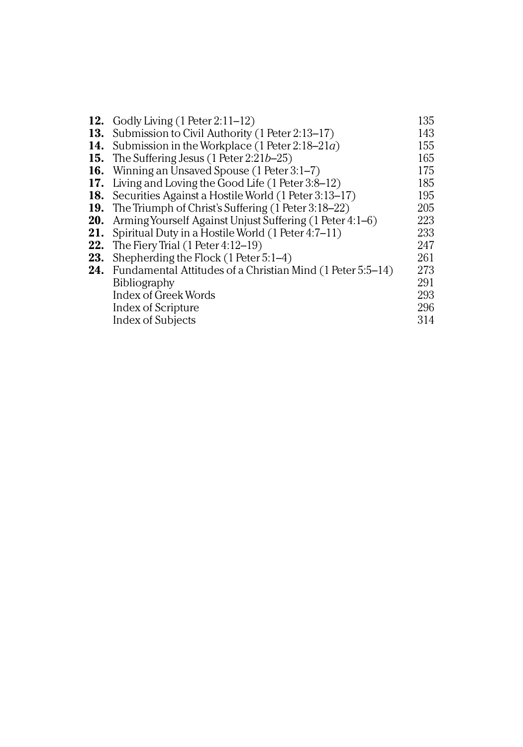| | | |
|---|---|---|
| **12.** | Godly Living (1 Peter 2:11–12) | 135 |
| **13.** | Submission to Civil Authority (1 Peter 2:13–17) | 143 |
| **14.** | Submission in the Workplace (1 Peter 2:18–21*a*) | 155 |
| **15.** | The Suffering Jesus (1 Peter 2:21*b*–25) | 165 |
| **16.** | Winning an Unsaved Spouse (1 Peter 3:1–7) | 175 |
| **17.** | Living and Loving the Good Life (1 Peter 3:8–12) | 185 |
| **18.** | Securities Against a Hostile World (1 Peter 3:13–17) | 195 |
| **19.** | The Triumph of Christ's Suffering (1 Peter 3:18–22) | 205 |
| **20.** | Arming Yourself Against Unjust Suffering (1 Peter 4:1–6) | 223 |
| **21.** | Spiritual Duty in a Hostile World (1 Peter 4:7–11) | 233 |
| **22.** | The Fiery Trial (1 Peter 4:12–19) | 247 |
| **23.** | Shepherding the Flock (1 Peter 5:1–4) | 261 |
| **24.** | Fundamental Attitudes of a Christian Mind (1 Peter 5:5–14) | 273 |
| | Bibliography | 291 |
| | Index of Greek Words | 293 |
| | Index of Scripture | 296 |
| | Index of Subjects | 314 |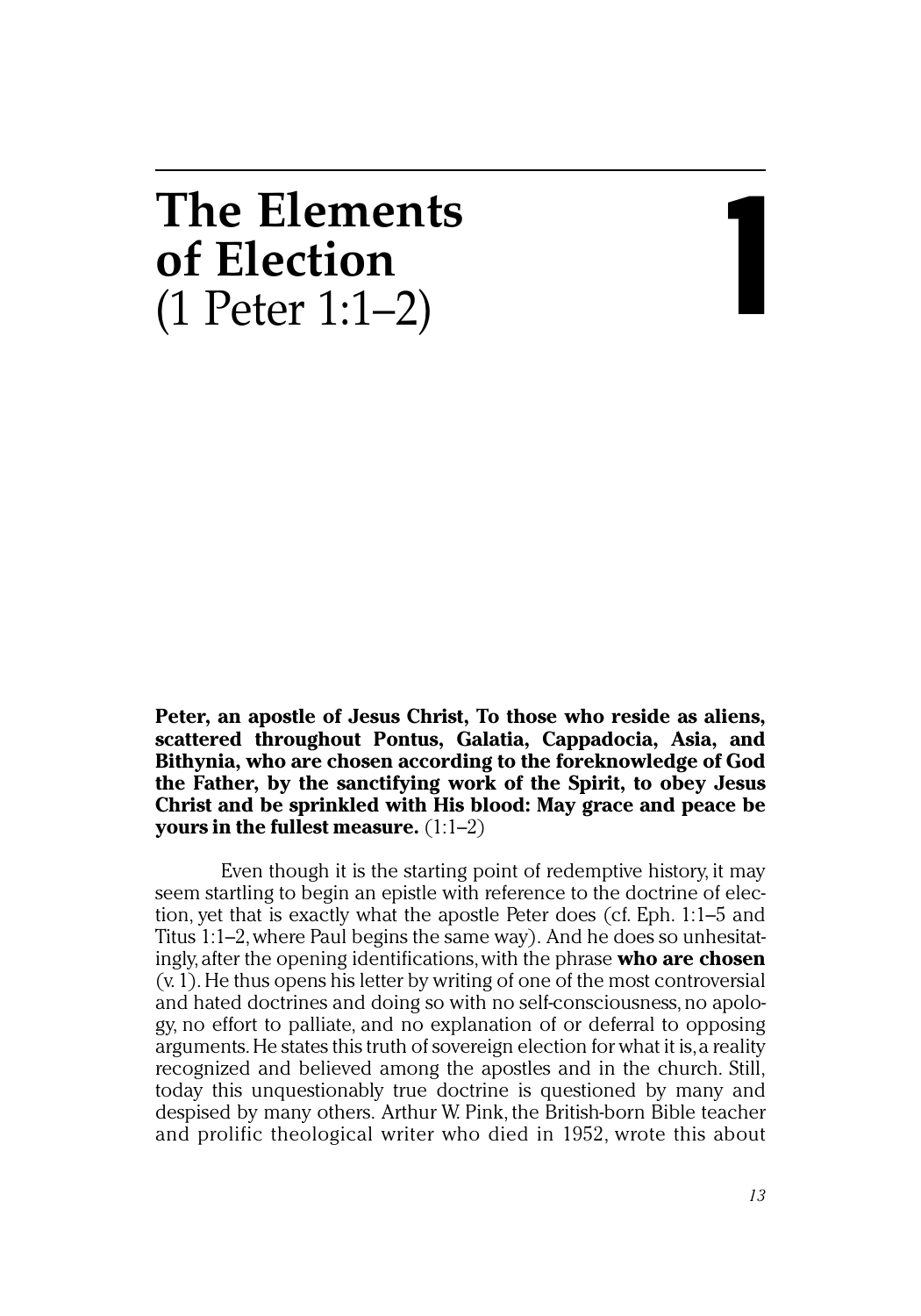# The Elements of Election (1 Peter 1:1–2)

1

**Peter, an apostle of Jesus Christ, To those who reside as aliens, scattered throughout Pontus, Galatia, Cappadocia, Asia, and Bithynia, who are chosen according to the foreknowledge of God the Father, by the sanctifying work of the Spirit, to obey Jesus Christ and be sprinkled with His blood: May grace and peace be yours in the fullest measure.** (1:1–2)

Even though it is the starting point of redemptive history, it may seem startling to begin an epistle with reference to the doctrine of election, yet that is exactly what the apostle Peter does (cf. Eph. 1:1–5 and Titus 1:1–2, where Paul begins the same way). And he does so unhesitatingly, after the opening identifications, with the phrase **who are chosen** (v. 1). He thus opens his letter by writing of one of the most controversial and hated doctrines and doing so with no self-consciousness, no apology, no effort to palliate, and no explanation of or deferral to opposing arguments. He states this truth of sovereign election for what it is, a reality recognized and believed among the apostles and in the church. Still, today this unquestionably true doctrine is questioned by many and despised by many others. Arthur W. Pink, the British-born Bible teacher and prolific theological writer who died in 1952, wrote this about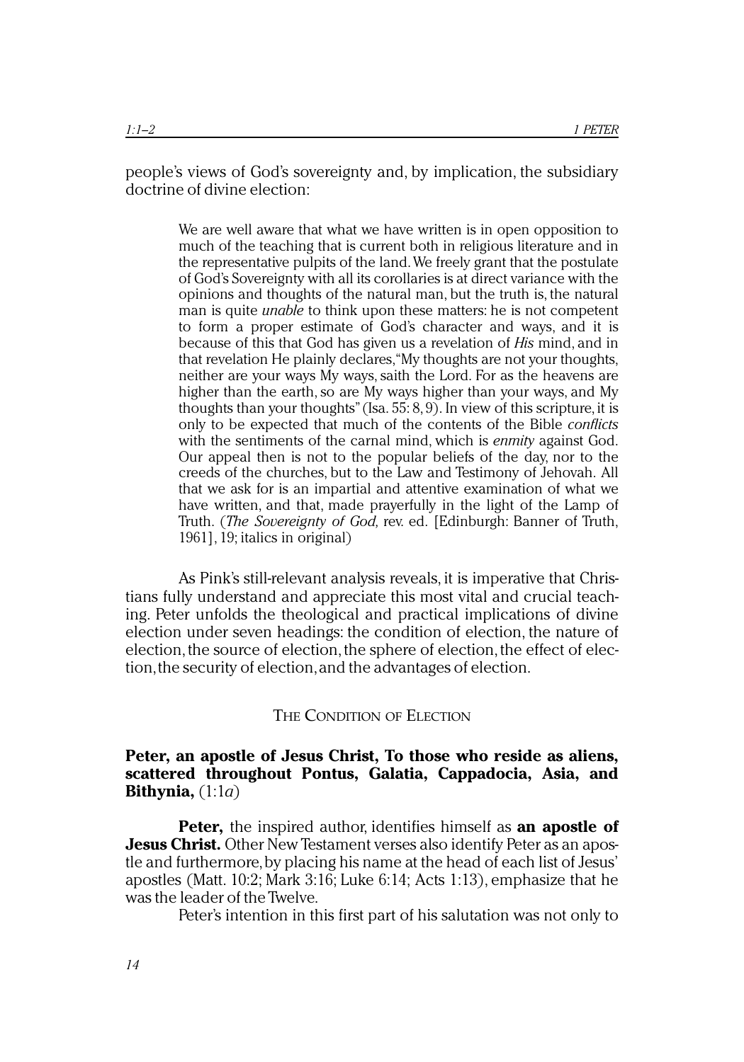people's views of God's sovereignty and, by implication, the subsidiary doctrine of divine election:

> We are well aware that what we have written is in open opposition to much of the teaching that is current both in religious literature and in the representative pulpits of the land. We freely grant that the postulate of God's Sovereignty with all its corollaries is at direct variance with the opinions and thoughts of the natural man, but the truth is, the natural man is quite *unable* to think upon these matters: he is not competent to form a proper estimate of God's character and ways, and it is because of this that God has given us a revelation of *His* mind, and in that revelation He plainly declares, "My thoughts are not your thoughts, neither are your ways My ways, saith the Lord. For as the heavens are higher than the earth, so are My ways higher than your ways, and My thoughts than your thoughts" (Isa. 55: 8, 9). In view of this scripture, it is only to be expected that much of the contents of the Bible *conflicts* with the sentiments of the carnal mind, which is *enmity* against God. Our appeal then is not to the popular beliefs of the day, nor to the creeds of the churches, but to the Law and Testimony of Jehovah. All that we ask for is an impartial and attentive examination of what we have written, and that, made prayerfully in the light of the Lamp of Truth. (*The Sovereignty of God,* rev. ed. [Edinburgh: Banner of Truth, 1961], 19; italics in original)

As Pink's still-relevant analysis reveals, it is imperative that Christians fully understand and appreciate this most vital and crucial teaching. Peter unfolds the theological and practical implications of divine election under seven headings: the condition of election, the nature of election, the source of election, the sphere of election, the effect of election, the security of election, and the advantages of election.

## The Condition of Election

**Peter, an apostle of Jesus Christ, To those who reside as aliens, scattered throughout Pontus, Galatia, Cappadocia, Asia, and Bithynia,** (1:1*a*)

**Peter,** the inspired author, identifies himself as **an apostle of Jesus Christ.** Other New Testament verses also identify Peter as an apostle and furthermore, by placing his name at the head of each list of Jesus' apostles (Matt. 10:2; Mark 3:16; Luke 6:14; Acts 1:13), emphasize that he was the leader of the Twelve.

Peter's intention in this first part of his salutation was not only to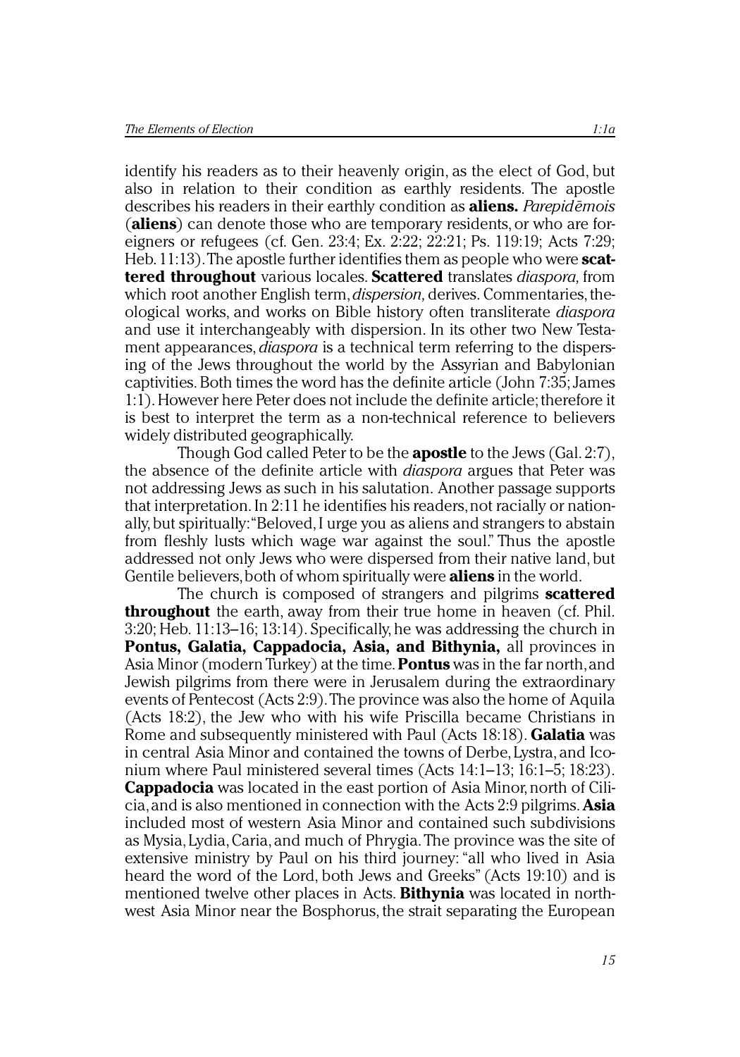identify his readers as to their heavenly origin, as the elect of God, but also in relation to their condition as earthly residents. The apostle describes his readers in their earthly condition as **aliens.** *Parepidēmois* (**aliens**) can denote those who are temporary residents, or who are foreigners or refugees (cf. Gen. 23:4; Ex. 2:22; 22:21; Ps. 119:19; Acts 7:29; Heb. 11:13). The apostle further identifies them as people who were **scattered throughout** various locales. **Scattered** translates *diaspora,* from which root another English term, *dispersion,* derives. Commentaries, theological works, and works on Bible history often transliterate *diaspora* and use it interchangeably with dispersion. In its other two New Testament appearances, *diaspora* is a technical term referring to the dispersing of the Jews throughout the world by the Assyrian and Babylonian captivities. Both times the word has the definite article (John 7:35; James 1:1). However here Peter does not include the definite article; therefore it is best to interpret the term as a non-technical reference to believers widely distributed geographically.

Though God called Peter to be the **apostle** to the Jews (Gal. 2:7), the absence of the definite article with *diaspora* argues that Peter was not addressing Jews as such in his salutation. Another passage supports that interpretation. In 2:11 he identifies his readers, not racially or nationally, but spiritually: "Beloved, I urge you as aliens and strangers to abstain from fleshly lusts which wage war against the soul." Thus the apostle addressed not only Jews who were dispersed from their native land, but Gentile believers, both of whom spiritually were **aliens** in the world.

The church is composed of strangers and pilgrims **scattered throughout** the earth, away from their true home in heaven (cf. Phil. 3:20; Heb. 11:13–16; 13:14). Specifically, he was addressing the church in **Pontus, Galatia, Cappadocia, Asia, and Bithynia,** all provinces in Asia Minor (modern Turkey) at the time. **Pontus** was in the far north, and Jewish pilgrims from there were in Jerusalem during the extraordinary events of Pentecost (Acts 2:9). The province was also the home of Aquila (Acts 18:2), the Jew who with his wife Priscilla became Christians in Rome and subsequently ministered with Paul (Acts 18:18). **Galatia** was in central Asia Minor and contained the towns of Derbe, Lystra, and Iconium where Paul ministered several times (Acts 14:1–13; 16:1–5; 18:23). **Cappadocia** was located in the east portion of Asia Minor, north of Cilicia, and is also mentioned in connection with the Acts 2:9 pilgrims. **Asia** included most of western Asia Minor and contained such subdivisions as Mysia, Lydia, Caria, and much of Phrygia. The province was the site of extensive ministry by Paul on his third journey: "all who lived in Asia heard the word of the Lord, both Jews and Greeks" (Acts 19:10) and is mentioned twelve other places in Acts. **Bithynia** was located in northwest Asia Minor near the Bosphorus, the strait separating the European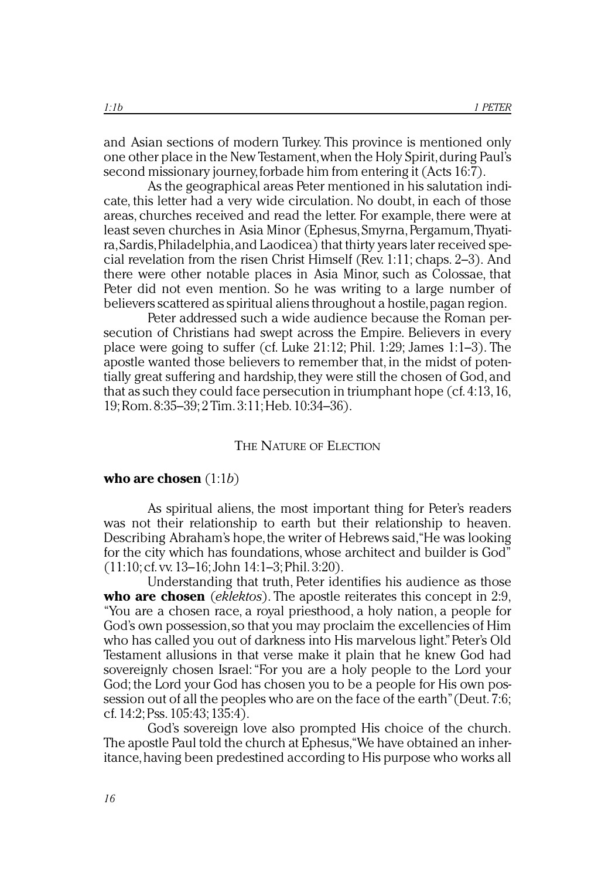and Asian sections of modern Turkey. This province is mentioned only one other place in the New Testament, when the Holy Spirit, during Paul's second missionary journey, forbade him from entering it (Acts 16:7).

As the geographical areas Peter mentioned in his salutation indicate, this letter had a very wide circulation. No doubt, in each of those areas, churches received and read the letter. For example, there were at least seven churches in Asia Minor (Ephesus, Smyrna, Pergamum, Thyatira, Sardis, Philadelphia, and Laodicea) that thirty years later received special revelation from the risen Christ Himself (Rev. 1:11; chaps. 2–3). And there were other notable places in Asia Minor, such as Colossae, that Peter did not even mention. So he was writing to a large number of believers scattered as spiritual aliens throughout a hostile, pagan region.

Peter addressed such a wide audience because the Roman persecution of Christians had swept across the Empire. Believers in every place were going to suffer (cf. Luke 21:12; Phil. 1:29; James 1:1–3). The apostle wanted those believers to remember that, in the midst of potentially great suffering and hardship, they were still the chosen of God, and that as such they could face persecution in triumphant hope (cf. 4:13, 16, 19; Rom. 8:35–39; 2 Tim. 3:11; Heb. 10:34–36).

## The Nature of Election

**who are chosen** (1:1*b*)

As spiritual aliens, the most important thing for Peter's readers was not their relationship to earth but their relationship to heaven. Describing Abraham's hope, the writer of Hebrews said, "He was looking for the city which has foundations, whose architect and builder is God" (11:10; cf. vv. 13–16; John 14:1–3; Phil. 3:20).

Understanding that truth, Peter identifies his audience as those **who are chosen** (*eklektos*). The apostle reiterates this concept in 2:9, "You are a chosen race, a royal priesthood, a holy nation, a people for God's own possession, so that you may proclaim the excellencies of Him who has called you out of darkness into His marvelous light." Peter's Old Testament allusions in that verse make it plain that he knew God had sovereignly chosen Israel: "For you are a holy people to the Lord your God; the Lord your God has chosen you to be a people for His own possession out of all the peoples who are on the face of the earth" (Deut. 7:6; cf. 14:2; Pss. 105:43; 135:4).

God's sovereign love also prompted His choice of the church. The apostle Paul told the church at Ephesus, "We have obtained an inheritance, having been predestined according to His purpose who works all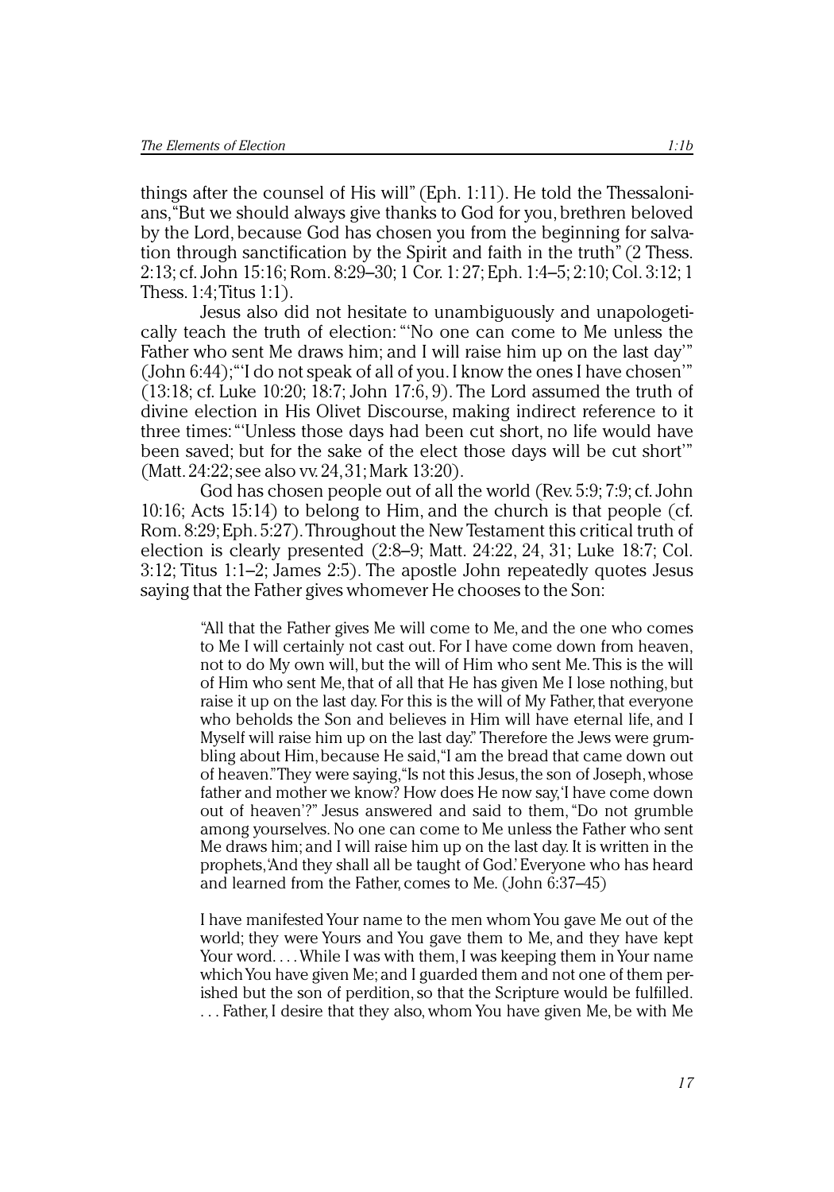things after the counsel of His will" (Eph. 1:11). He told the Thessalonians, "But we should always give thanks to God for you, brethren beloved by the Lord, because God has chosen you from the beginning for salvation through sanctification by the Spirit and faith in the truth" (2 Thess. 2:13; cf. John 15:16; Rom. 8:29–30; 1 Cor. 1: 27; Eph. 1:4–5; 2:10; Col. 3:12; 1 Thess. 1:4; Titus 1:1).

Jesus also did not hesitate to unambiguously and unapologetically teach the truth of election: "'No one can come to Me unless the Father who sent Me draws him; and I will raise him up on the last day'" (John 6:44); "'I do not speak of all of you. I know the ones I have chosen'" (13:18; cf. Luke 10:20; 18:7; John 17:6, 9). The Lord assumed the truth of divine election in His Olivet Discourse, making indirect reference to it three times: "'Unless those days had been cut short, no life would have been saved; but for the sake of the elect those days will be cut short'" (Matt. 24:22; see also vv. 24, 31; Mark 13:20).

God has chosen people out of all the world (Rev. 5:9; 7:9; cf. John 10:16; Acts 15:14) to belong to Him, and the church is that people (cf. Rom. 8:29; Eph. 5:27). Throughout the New Testament this critical truth of election is clearly presented (2:8–9; Matt. 24:22, 24, 31; Luke 18:7; Col. 3:12; Titus 1:1–2; James 2:5). The apostle John repeatedly quotes Jesus saying that the Father gives whomever He chooses to the Son:

> "All that the Father gives Me will come to Me, and the one who comes to Me I will certainly not cast out. For I have come down from heaven, not to do My own will, but the will of Him who sent Me. This is the will of Him who sent Me, that of all that He has given Me I lose nothing, but raise it up on the last day. For this is the will of My Father, that everyone who beholds the Son and believes in Him will have eternal life, and I Myself will raise him up on the last day." Therefore the Jews were grumbling about Him, because He said, "I am the bread that came down out of heaven." They were saying, "Is not this Jesus, the son of Joseph, whose father and mother we know? How does He now say, 'I have come down out of heaven'?" Jesus answered and said to them, "Do not grumble among yourselves. No one can come to Me unless the Father who sent Me draws him; and I will raise him up on the last day. It is written in the prophets, 'And they shall all be taught of God.' Everyone who has heard and learned from the Father, comes to Me. (John 6:37–45)

> I have manifested Your name to the men whom You gave Me out of the world; they were Yours and You gave them to Me, and they have kept Your word. . . . While I was with them, I was keeping them in Your name which You have given Me; and I guarded them and not one of them perished but the son of perdition, so that the Scripture would be fulfilled. . . . Father, I desire that they also, whom You have given Me, be with Me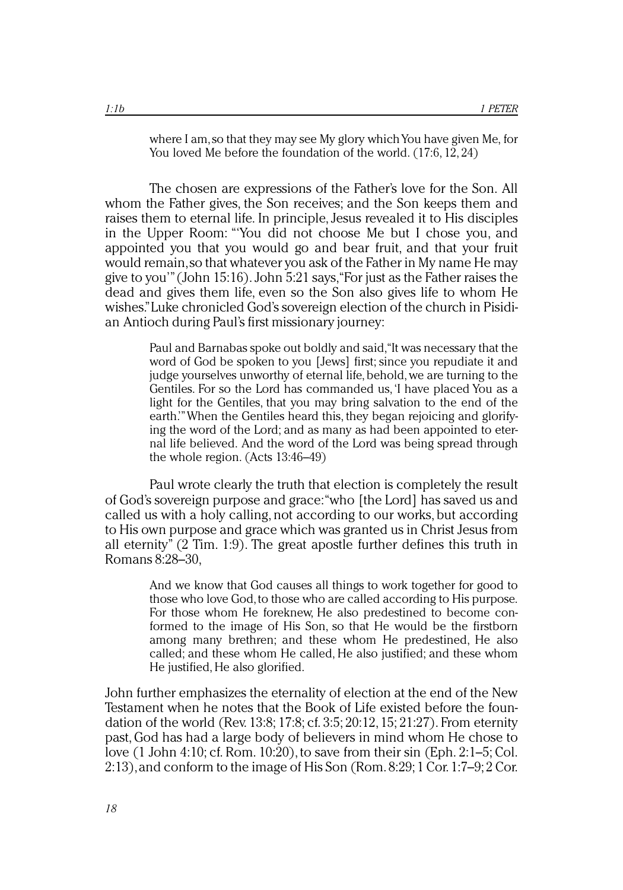> where I am, so that they may see My glory which You have given Me, for You loved Me before the foundation of the world. (17:6, 12, 24)

The chosen are expressions of the Father's love for the Son. All whom the Father gives, the Son receives; and the Son keeps them and raises them to eternal life. In principle, Jesus revealed it to His disciples in the Upper Room: "'You did not choose Me but I chose you, and appointed you that you would go and bear fruit, and that your fruit would remain, so that whatever you ask of the Father in My name He may give to you'" (John 15:16). John 5:21 says, "For just as the Father raises the dead and gives them life, even so the Son also gives life to whom He wishes." Luke chronicled God's sovereign election of the church in Pisidian Antioch during Paul's first missionary journey:

> Paul and Barnabas spoke out boldly and said, "It was necessary that the word of God be spoken to you [Jews] first; since you repudiate it and judge yourselves unworthy of eternal life, behold, we are turning to the Gentiles. For so the Lord has commanded us, 'I have placed You as a light for the Gentiles, that you may bring salvation to the end of the earth.'" When the Gentiles heard this, they began rejoicing and glorifying the word of the Lord; and as many as had been appointed to eternal life believed. And the word of the Lord was being spread through the whole region. (Acts 13:46–49)

Paul wrote clearly the truth that election is completely the result of God's sovereign purpose and grace: "who [the Lord] has saved us and called us with a holy calling, not according to our works, but according to His own purpose and grace which was granted us in Christ Jesus from all eternity" (2 Tim. 1:9). The great apostle further defines this truth in Romans 8:28–30,

> And we know that God causes all things to work together for good to those who love God, to those who are called according to His purpose. For those whom He foreknew, He also predestined to become conformed to the image of His Son, so that He would be the firstborn among many brethren; and these whom He predestined, He also called; and these whom He called, He also justified; and these whom He justified, He also glorified.

John further emphasizes the eternality of election at the end of the New Testament when he notes that the Book of Life existed before the foundation of the world (Rev. 13:8; 17:8; cf. 3:5; 20:12, 15; 21:27). From eternity past, God has had a large body of believers in mind whom He chose to love (1 John 4:10; cf. Rom. 10:20), to save from their sin (Eph. 2:1–5; Col. 2:13), and conform to the image of His Son (Rom. 8:29; 1 Cor. 1:7–9; 2 Cor.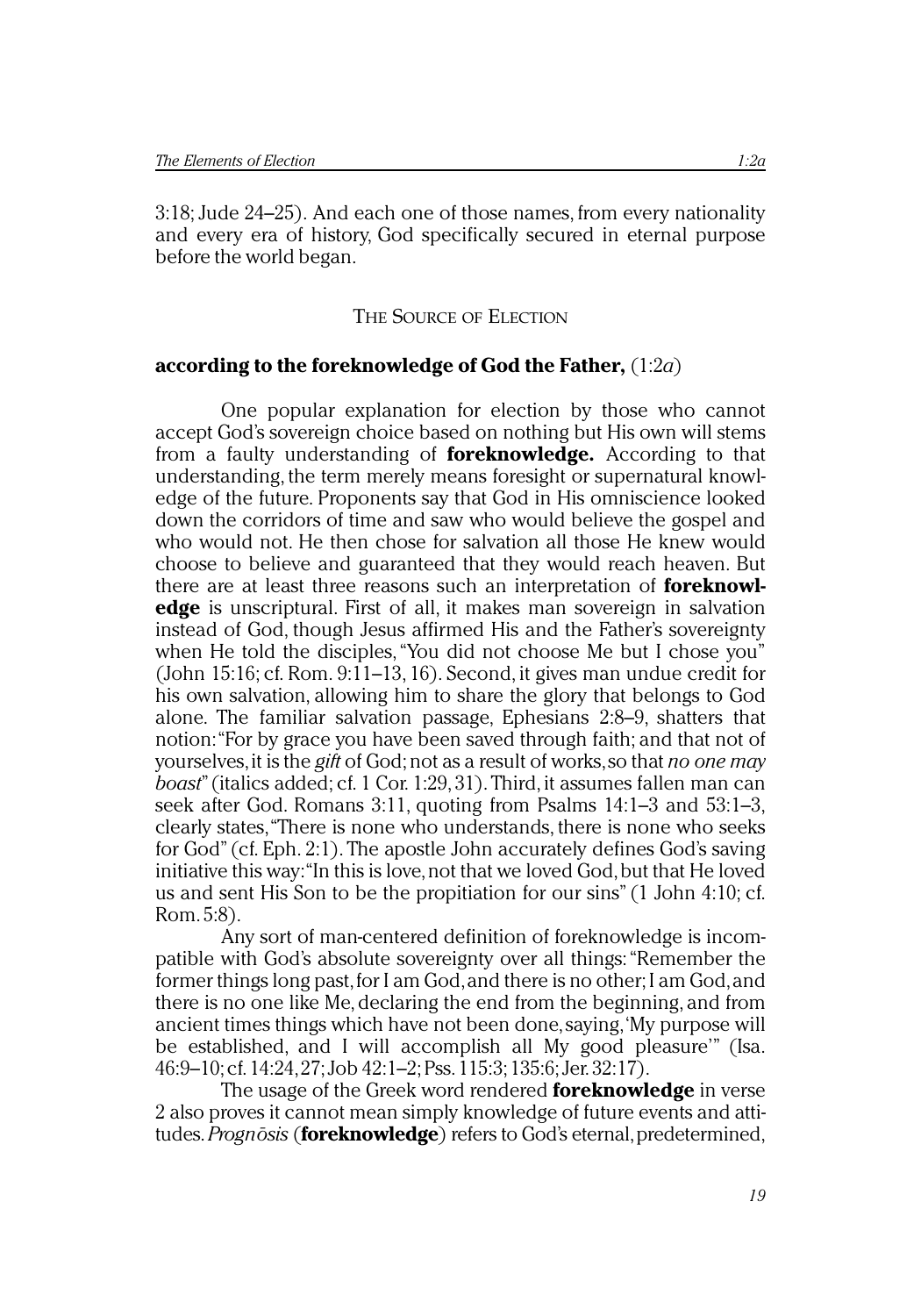3:18; Jude 24–25). And each one of those names, from every nationality and every era of history, God specifically secured in eternal purpose before the world began.

## The Source of Election

**according to the foreknowledge of God the Father,** (1:2*a*)

One popular explanation for election by those who cannot accept God's sovereign choice based on nothing but His own will stems from a faulty understanding of **foreknowledge.** According to that understanding, the term merely means foresight or supernatural knowledge of the future. Proponents say that God in His omniscience looked down the corridors of time and saw who would believe the gospel and who would not. He then chose for salvation all those He knew would choose to believe and guaranteed that they would reach heaven. But there are at least three reasons such an interpretation of **foreknowledge** is unscriptural. First of all, it makes man sovereign in salvation instead of God, though Jesus affirmed His and the Father's sovereignty when He told the disciples, "You did not choose Me but I chose you" (John 15:16; cf. Rom. 9:11–13, 16). Second, it gives man undue credit for his own salvation, allowing him to share the glory that belongs to God alone. The familiar salvation passage, Ephesians 2:8–9, shatters that notion: "For by grace you have been saved through faith; and that not of yourselves, it is the *gift* of God; not as a result of works, so that *no one may boast*" (italics added; cf. 1 Cor. 1:29, 31). Third, it assumes fallen man can seek after God. Romans 3:11, quoting from Psalms 14:1–3 and 53:1–3, clearly states, "There is none who understands, there is none who seeks for God" (cf. Eph. 2:1). The apostle John accurately defines God's saving initiative this way: "In this is love, not that we loved God, but that He loved us and sent His Son to be the propitiation for our sins" (1 John 4:10; cf. Rom. 5:8).

Any sort of man-centered definition of foreknowledge is incompatible with God's absolute sovereignty over all things: "Remember the former things long past, for I am God, and there is no other; I am God, and there is no one like Me, declaring the end from the beginning, and from ancient times things which have not been done, saying, 'My purpose will be established, and I will accomplish all My good pleasure'" (Isa. 46:9–10; cf. 14:24, 27; Job 42:1–2; Pss. 115:3; 135:6; Jer. 32:17).

The usage of the Greek word rendered **foreknowledge** in verse 2 also proves it cannot mean simply knowledge of future events and attitudes. *Prognōsis* (**foreknowledge**) refers to God's eternal, predetermined,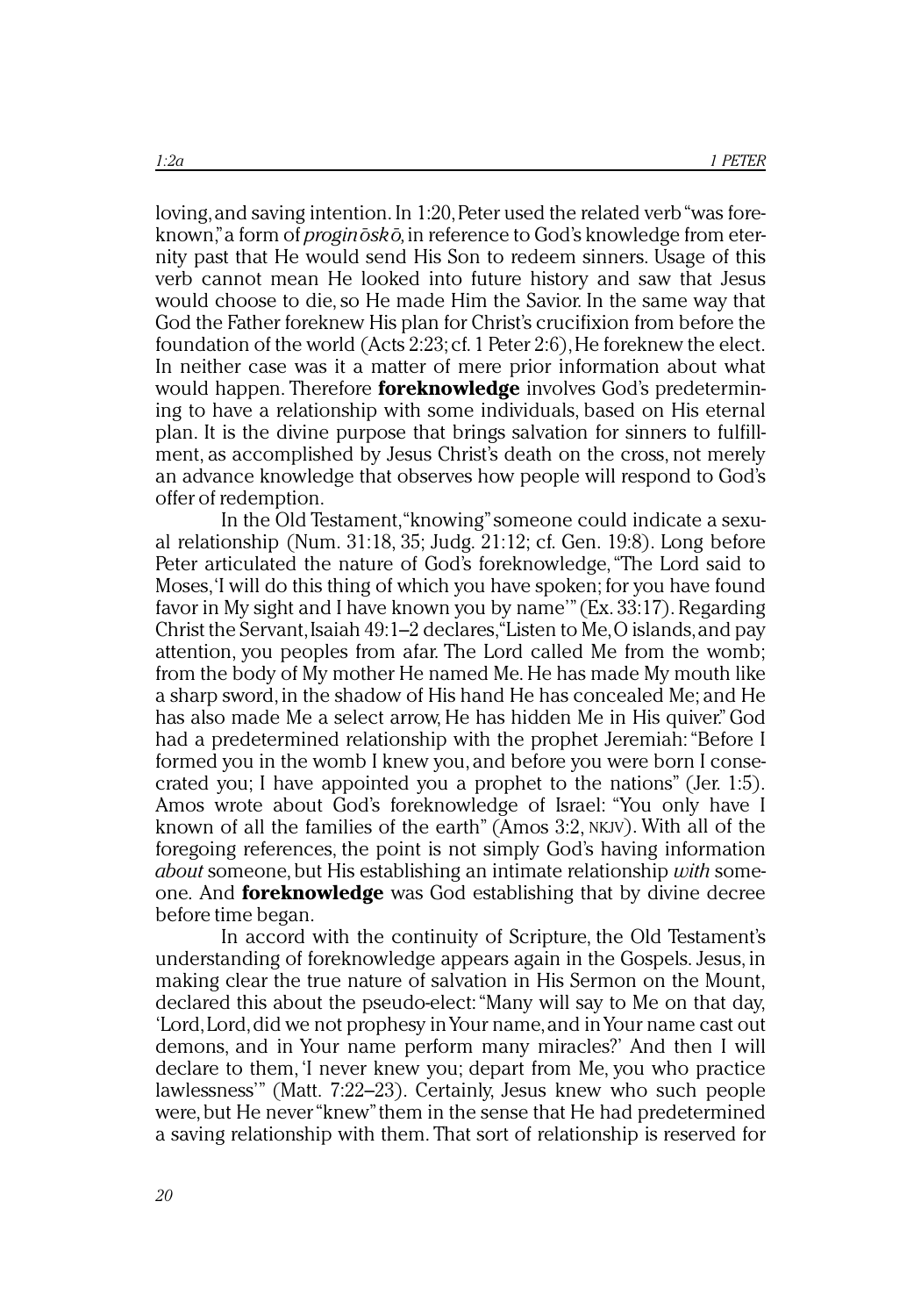loving, and saving intention. In 1:20, Peter used the related verb "was foreknown," a form of *proginōskō*, in reference to God's knowledge from eternity past that He would send His Son to redeem sinners. Usage of this verb cannot mean He looked into future history and saw that Jesus would choose to die, so He made Him the Savior. In the same way that God the Father foreknew His plan for Christ's crucifixion from before the foundation of the world (Acts 2:23; cf. 1 Peter 2:6), He foreknew the elect. In neither case was it a matter of mere prior information about what would happen. Therefore **foreknowledge** involves God's predetermining to have a relationship with some individuals, based on His eternal plan. It is the divine purpose that brings salvation for sinners to fulfillment, as accomplished by Jesus Christ's death on the cross, not merely an advance knowledge that observes how people will respond to God's offer of redemption.

In the Old Testament, "knowing" someone could indicate a sexual relationship (Num. 31:18, 35; Judg. 21:12; cf. Gen. 19:8). Long before Peter articulated the nature of God's foreknowledge, "The Lord said to Moses, 'I will do this thing of which you have spoken; for you have found favor in My sight and I have known you by name'" (Ex. 33:17). Regarding Christ the Servant, Isaiah 49:1–2 declares, "Listen to Me, O islands, and pay attention, you peoples from afar. The Lord called Me from the womb; from the body of My mother He named Me. He has made My mouth like a sharp sword, in the shadow of His hand He has concealed Me; and He has also made Me a select arrow, He has hidden Me in His quiver." God had a predetermined relationship with the prophet Jeremiah: "Before I formed you in the womb I knew you, and before you were born I consecrated you; I have appointed you a prophet to the nations" (Jer. 1:5). Amos wrote about God's foreknowledge of Israel: "You only have I known of all the families of the earth" (Amos 3:2, NKJV). With all of the foregoing references, the point is not simply God's having information *about* someone, but His establishing an intimate relationship *with* someone. And **foreknowledge** was God establishing that by divine decree before time began.

In accord with the continuity of Scripture, the Old Testament's understanding of foreknowledge appears again in the Gospels. Jesus, in making clear the true nature of salvation in His Sermon on the Mount, declared this about the pseudo-elect: "Many will say to Me on that day, 'Lord, Lord, did we not prophesy in Your name, and in Your name cast out demons, and in Your name perform many miracles?' And then I will declare to them, 'I never knew you; depart from Me, you who practice lawlessness'" (Matt. 7:22–23). Certainly, Jesus knew who such people were, but He never "knew" them in the sense that He had predetermined a saving relationship with them. That sort of relationship is reserved for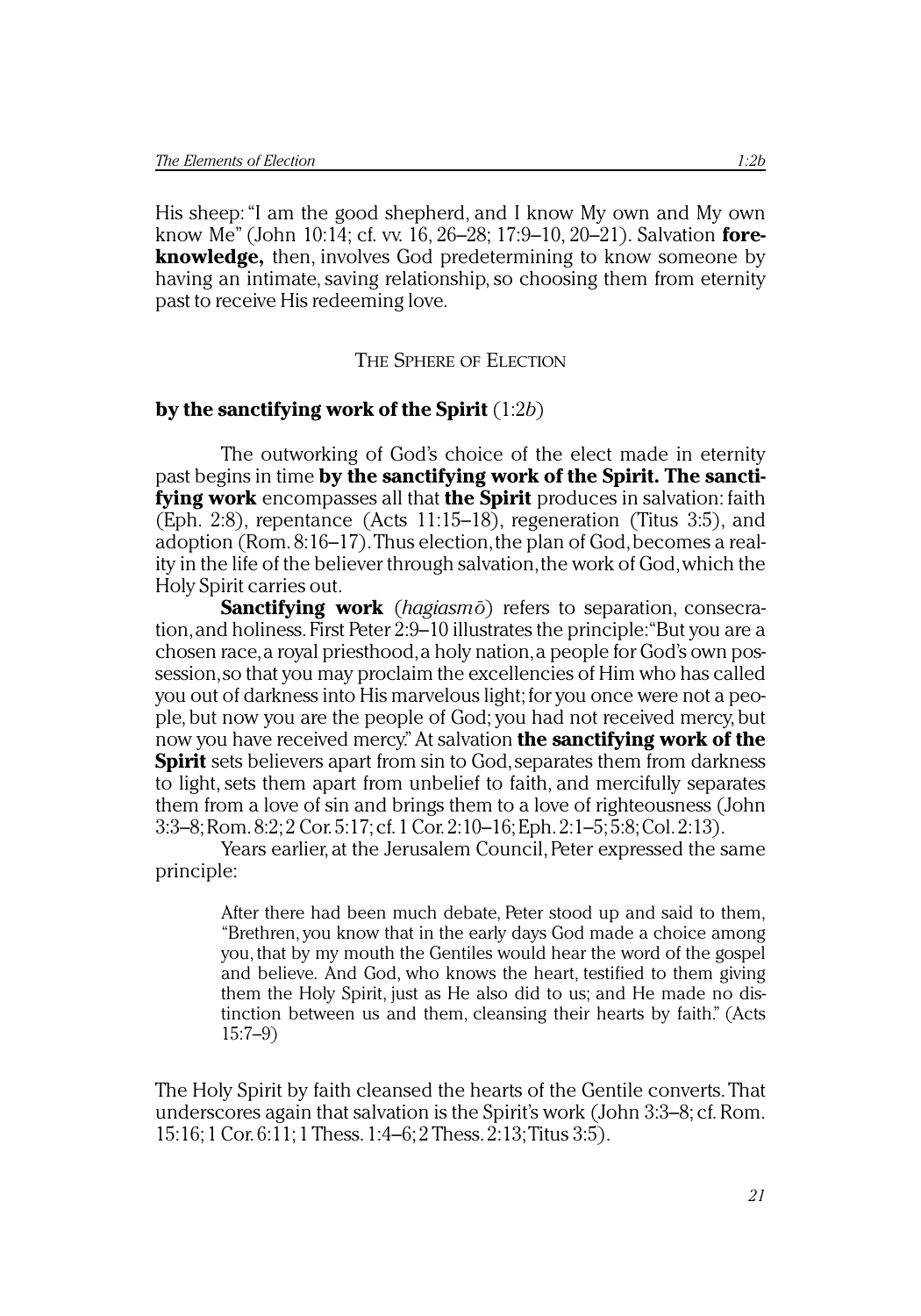His sheep: "I am the good shepherd, and I know My own and My own know Me" (John 10:14; cf. vv. 16, 26–28; 17:9–10, 20–21). Salvation **foreknowledge,** then, involves God predetermining to know someone by having an intimate, saving relationship, so choosing them from eternity past to receive His redeeming love.

## THE SPHERE OF ELECTION

### by the sanctifying work of the Spirit (1:2*b*)

The outworking of God's choice of the elect made in eternity past begins in time **by the sanctifying work of the Spirit. The sanctifying work** encompasses all that **the Spirit** produces in salvation: faith (Eph. 2:8), repentance (Acts 11:15–18), regeneration (Titus 3:5), and adoption (Rom. 8:16–17). Thus election, the plan of God, becomes a reality in the life of the believer through salvation, the work of God, which the Holy Spirit carries out.

**Sanctifying work** (*hagiasmō*) refers to separation, consecration, and holiness. First Peter 2:9–10 illustrates the principle: "But you are a chosen race, a royal priesthood, a holy nation, a people for God's own possession, so that you may proclaim the excellencies of Him who has called you out of darkness into His marvelous light; for you once were not a people, but now you are the people of God; you had not received mercy, but now you have received mercy." At salvation **the sanctifying work of the Spirit** sets believers apart from sin to God, separates them from darkness to light, sets them apart from unbelief to faith, and mercifully separates them from a love of sin and brings them to a love of righteousness (John 3:3–8; Rom. 8:2; 2 Cor. 5:17; cf. 1 Cor. 2:10–16; Eph. 2:1–5; 5:8; Col. 2:13).

Years earlier, at the Jerusalem Council, Peter expressed the same principle:

> After there had been much debate, Peter stood up and said to them, "Brethren, you know that in the early days God made a choice among you, that by my mouth the Gentiles would hear the word of the gospel and believe. And God, who knows the heart, testified to them giving them the Holy Spirit, just as He also did to us; and He made no distinction between us and them, cleansing their hearts by faith." (Acts 15:7–9)

The Holy Spirit by faith cleansed the hearts of the Gentile converts. That underscores again that salvation is the Spirit's work (John 3:3–8; cf. Rom. 15:16; 1 Cor. 6:11; 1 Thess. 1:4–6; 2 Thess. 2:13; Titus 3:5).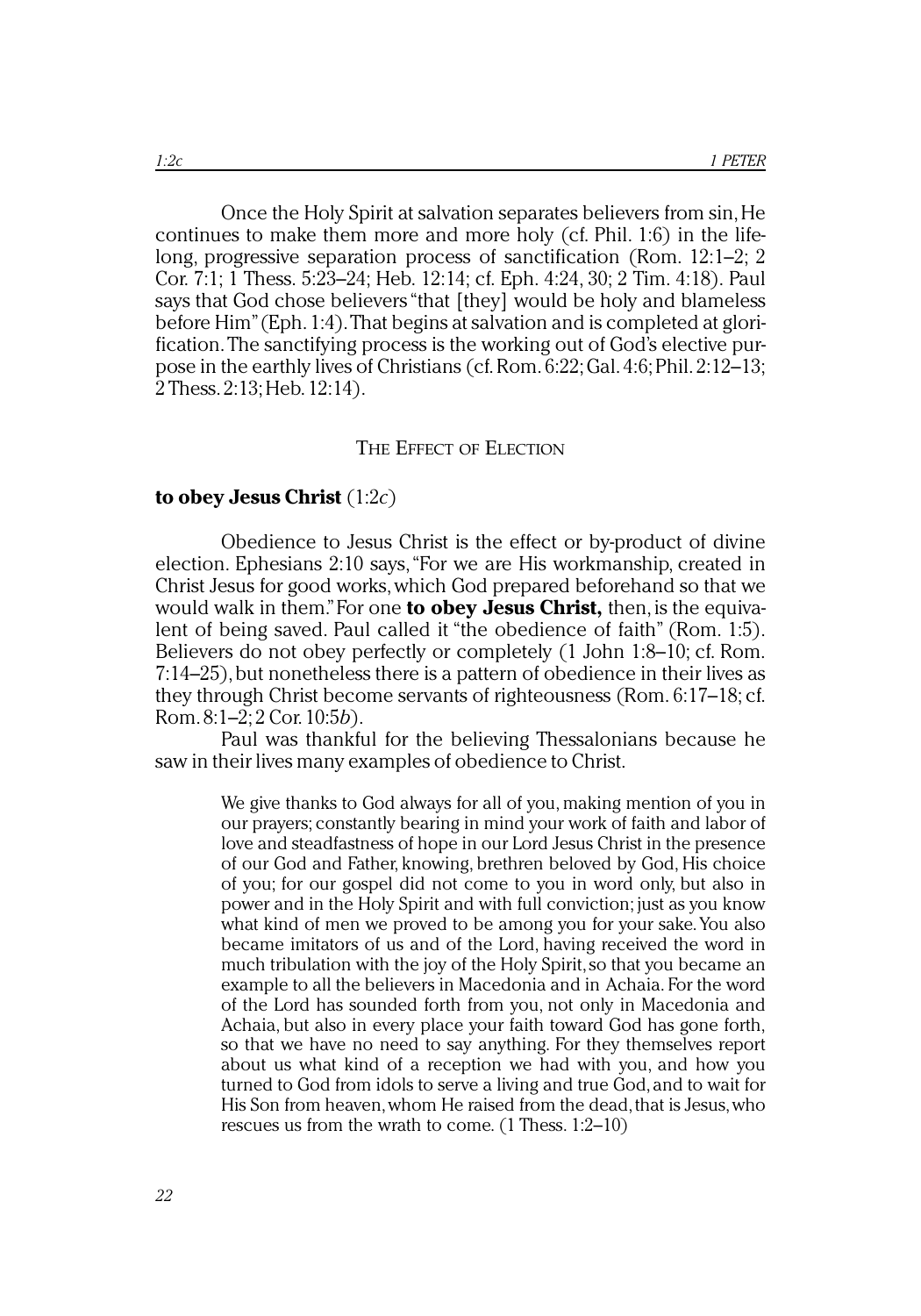Once the Holy Spirit at salvation separates believers from sin, He continues to make them more and more holy (cf. Phil. 1:6) in the lifelong, progressive separation process of sanctification (Rom. 12:1–2; 2 Cor. 7:1; 1 Thess. 5:23–24; Heb. 12:14; cf. Eph. 4:24, 30; 2 Tim. 4:18). Paul says that God chose believers "that [they] would be holy and blameless before Him" (Eph. 1:4). That begins at salvation and is completed at glorification. The sanctifying process is the working out of God's elective purpose in the earthly lives of Christians (cf. Rom. 6:22; Gal. 4:6; Phil. 2:12–13; 2 Thess. 2:13; Heb. 12:14).

## THE EFFECT OF ELECTION

**to obey Jesus Christ** (1:2*c*)

Obedience to Jesus Christ is the effect or by-product of divine election. Ephesians 2:10 says, "For we are His workmanship, created in Christ Jesus for good works, which God prepared beforehand so that we would walk in them." For one **to obey Jesus Christ,** then, is the equivalent of being saved. Paul called it "the obedience of faith" (Rom. 1:5). Believers do not obey perfectly or completely (1 John 1:8–10; cf. Rom. 7:14–25), but nonetheless there is a pattern of obedience in their lives as they through Christ become servants of righteousness (Rom. 6:17–18; cf. Rom. 8:1–2; 2 Cor. 10:5*b*).

Paul was thankful for the believing Thessalonians because he saw in their lives many examples of obedience to Christ.

> We give thanks to God always for all of you, making mention of you in our prayers; constantly bearing in mind your work of faith and labor of love and steadfastness of hope in our Lord Jesus Christ in the presence of our God and Father, knowing, brethren beloved by God, His choice of you; for our gospel did not come to you in word only, but also in power and in the Holy Spirit and with full conviction; just as you know what kind of men we proved to be among you for your sake. You also became imitators of us and of the Lord, having received the word in much tribulation with the joy of the Holy Spirit, so that you became an example to all the believers in Macedonia and in Achaia. For the word of the Lord has sounded forth from you, not only in Macedonia and Achaia, but also in every place your faith toward God has gone forth, so that we have no need to say anything. For they themselves report about us what kind of a reception we had with you, and how you turned to God from idols to serve a living and true God, and to wait for His Son from heaven, whom He raised from the dead, that is Jesus, who rescues us from the wrath to come. (1 Thess. 1:2–10)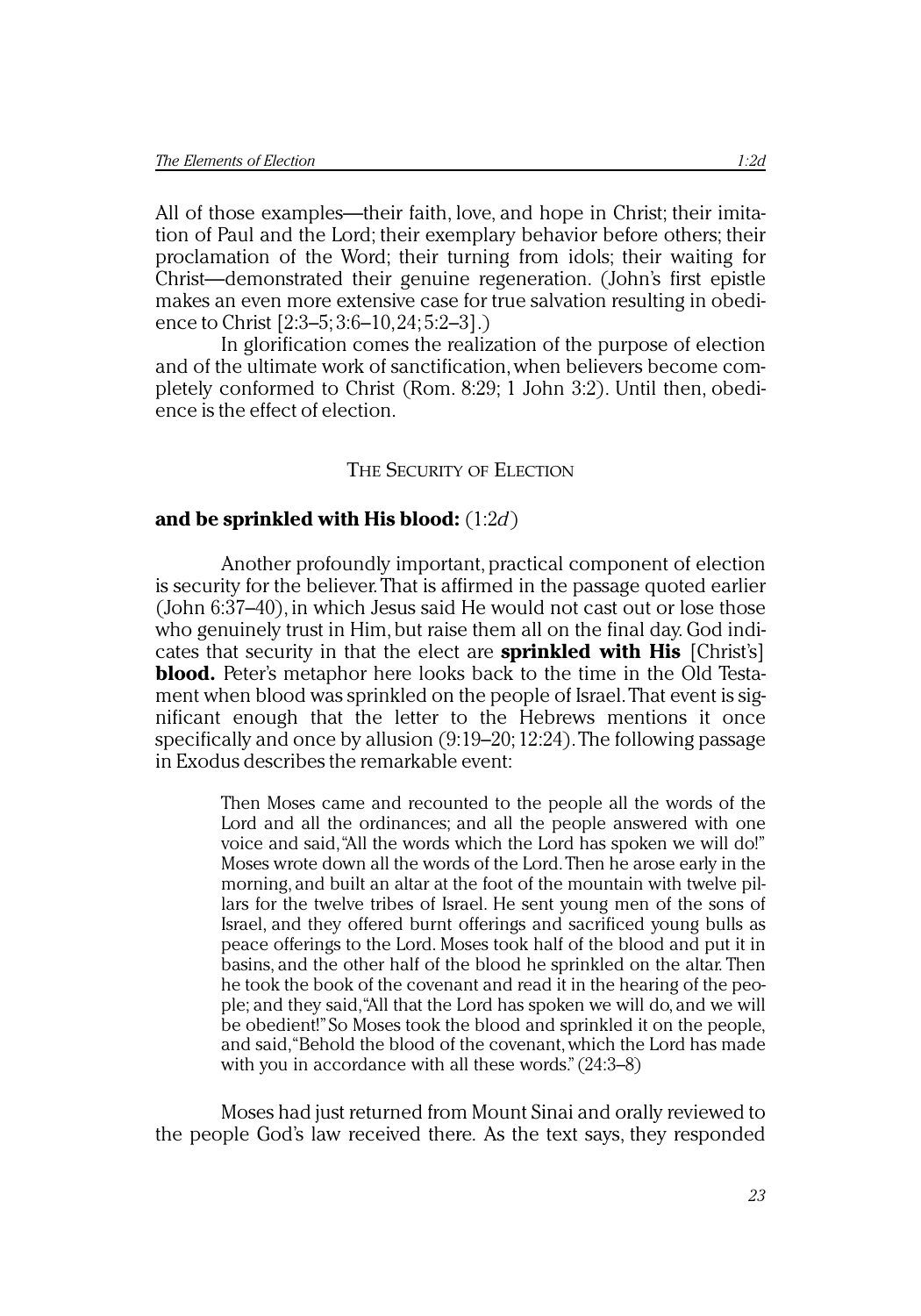All of those examples—their faith, love, and hope in Christ; their imitation of Paul and the Lord; their exemplary behavior before others; their proclamation of the Word; their turning from idols; their waiting for Christ—demonstrated their genuine regeneration. (John's first epistle makes an even more extensive case for true salvation resulting in obedience to Christ [2:3–5; 3:6–10, 24; 5:2–3].)

In glorification comes the realization of the purpose of election and of the ultimate work of sanctification, when believers become completely conformed to Christ (Rom. 8:29; 1 John 3:2). Until then, obedience is the effect of election.

## The Security of Election

**and be sprinkled with His blood:** (1:2*d*)

Another profoundly important, practical component of election is security for the believer. That is affirmed in the passage quoted earlier (John 6:37–40), in which Jesus said He would not cast out or lose those who genuinely trust in Him, but raise them all on the final day. God indicates that security in that the elect are **sprinkled with His** [Christ's] **blood.** Peter's metaphor here looks back to the time in the Old Testament when blood was sprinkled on the people of Israel. That event is significant enough that the letter to the Hebrews mentions it once specifically and once by allusion (9:19–20; 12:24). The following passage in Exodus describes the remarkable event:

> Then Moses came and recounted to the people all the words of the Lord and all the ordinances; and all the people answered with one voice and said, "All the words which the Lord has spoken we will do!" Moses wrote down all the words of the Lord. Then he arose early in the morning, and built an altar at the foot of the mountain with twelve pillars for the twelve tribes of Israel. He sent young men of the sons of Israel, and they offered burnt offerings and sacrificed young bulls as peace offerings to the Lord. Moses took half of the blood and put it in basins, and the other half of the blood he sprinkled on the altar. Then he took the book of the covenant and read it in the hearing of the people; and they said, "All that the Lord has spoken we will do, and we will be obedient!" So Moses took the blood and sprinkled it on the people, and said, "Behold the blood of the covenant, which the Lord has made with you in accordance with all these words." (24:3–8)

Moses had just returned from Mount Sinai and orally reviewed to the people God's law received there. As the text says, they responded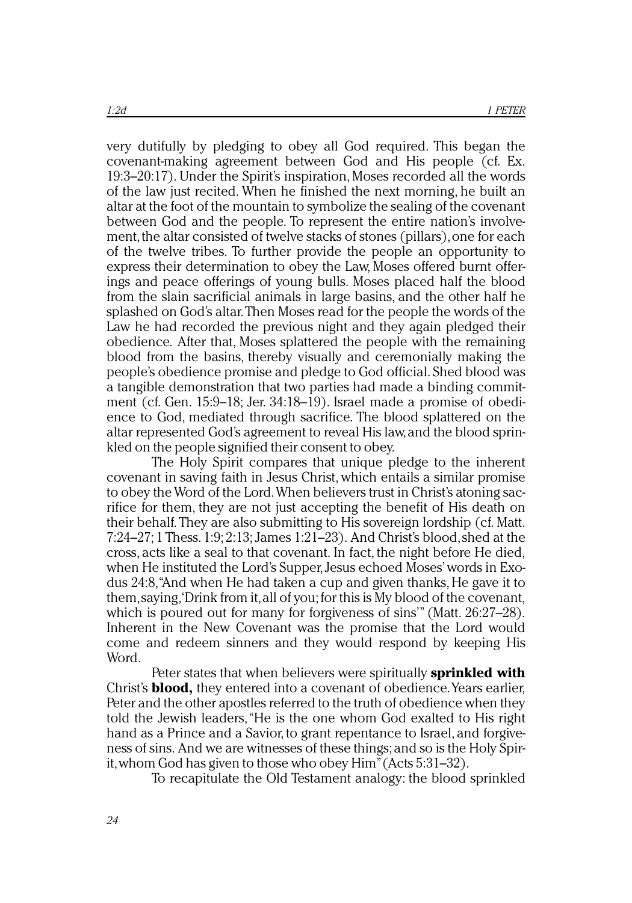very dutifully by pledging to obey all God required. This began the covenant-making agreement between God and His people (cf. Ex. 19:3–20:17). Under the Spirit's inspiration, Moses recorded all the words of the law just recited. When he finished the next morning, he built an altar at the foot of the mountain to symbolize the sealing of the covenant between God and the people. To represent the entire nation's involvement, the altar consisted of twelve stacks of stones (pillars), one for each of the twelve tribes. To further provide the people an opportunity to express their determination to obey the Law, Moses offered burnt offerings and peace offerings of young bulls. Moses placed half the blood from the slain sacrificial animals in large basins, and the other half he splashed on God's altar. Then Moses read for the people the words of the Law he had recorded the previous night and they again pledged their obedience. After that, Moses splattered the people with the remaining blood from the basins, thereby visually and ceremonially making the people's obedience promise and pledge to God official. Shed blood was a tangible demonstration that two parties had made a binding commitment (cf. Gen. 15:9–18; Jer. 34:18–19). Israel made a promise of obedience to God, mediated through sacrifice. The blood splattered on the altar represented God's agreement to reveal His law, and the blood sprinkled on the people signified their consent to obey.

The Holy Spirit compares that unique pledge to the inherent covenant in saving faith in Jesus Christ, which entails a similar promise to obey the Word of the Lord. When believers trust in Christ's atoning sacrifice for them, they are not just accepting the benefit of His death on their behalf. They are also submitting to His sovereign lordship (cf. Matt. 7:24–27; 1 Thess. 1:9; 2:13; James 1:21–23). And Christ's blood, shed at the cross, acts like a seal to that covenant. In fact, the night before He died, when He instituted the Lord's Supper, Jesus echoed Moses' words in Exodus 24:8, "And when He had taken a cup and given thanks, He gave it to them, saying, 'Drink from it, all of you; for this is My blood of the covenant, which is poured out for many for forgiveness of sins'" (Matt. 26:27–28). Inherent in the New Covenant was the promise that the Lord would come and redeem sinners and they would respond by keeping His Word.

Peter states that when believers were spiritually **sprinkled with** Christ's **blood,** they entered into a covenant of obedience. Years earlier, Peter and the other apostles referred to the truth of obedience when they told the Jewish leaders, "He is the one whom God exalted to His right hand as a Prince and a Savior, to grant repentance to Israel, and forgiveness of sins. And we are witnesses of these things; and so is the Holy Spirit, whom God has given to those who obey Him" (Acts 5:31–32).

To recapitulate the Old Testament analogy: the blood sprinkled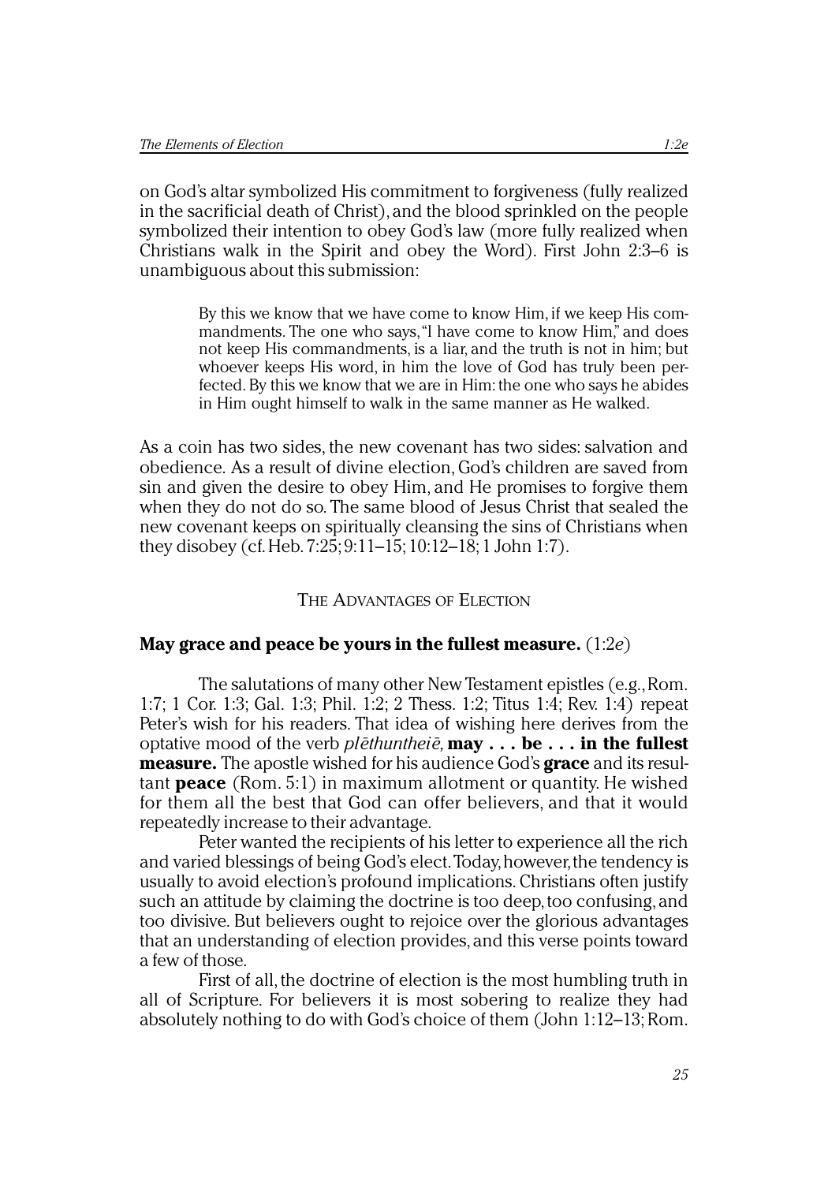on God's altar symbolized His commitment to forgiveness (fully realized in the sacrificial death of Christ), and the blood sprinkled on the people symbolized their intention to obey God's law (more fully realized when Christians walk in the Spirit and obey the Word). First John 2:3–6 is unambiguous about this submission:

> By this we know that we have come to know Him, if we keep His commandments. The one who says, "I have come to know Him," and does not keep His commandments, is a liar, and the truth is not in him; but whoever keeps His word, in him the love of God has truly been perfected. By this we know that we are in Him: the one who says he abides in Him ought himself to walk in the same manner as He walked.

As a coin has two sides, the new covenant has two sides: salvation and obedience. As a result of divine election, God's children are saved from sin and given the desire to obey Him, and He promises to forgive them when they do not do so. The same blood of Jesus Christ that sealed the new covenant keeps on spiritually cleansing the sins of Christians when they disobey (cf. Heb. 7:25; 9:11–15; 10:12–18; 1 John 1:7).

## The Advantages of Election

**May grace and peace be yours in the fullest measure.** (1:2*e*)

The salutations of many other New Testament epistles (e.g., Rom. 1:7; 1 Cor. 1:3; Gal. 1:3; Phil. 1:2; 2 Thess. 1:2; Titus 1:4; Rev. 1:4) repeat Peter's wish for his readers. That idea of wishing here derives from the optative mood of the verb *plēthuntheiē*, **may . . . be . . . in the fullest measure.** The apostle wished for his audience God's **grace** and its resultant **peace** (Rom. 5:1) in maximum allotment or quantity. He wished for them all the best that God can offer believers, and that it would repeatedly increase to their advantage.

Peter wanted the recipients of his letter to experience all the rich and varied blessings of being God's elect. Today, however, the tendency is usually to avoid election's profound implications. Christians often justify such an attitude by claiming the doctrine is too deep, too confusing, and too divisive. But believers ought to rejoice over the glorious advantages that an understanding of election provides, and this verse points toward a few of those.

First of all, the doctrine of election is the most humbling truth in all of Scripture. For believers it is most sobering to realize they had absolutely nothing to do with God's choice of them (John 1:12–13; Rom.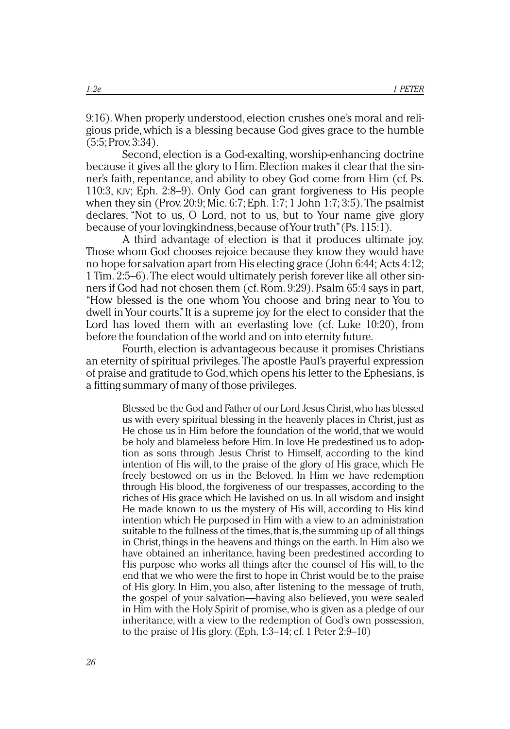9:16). When properly understood, election crushes one's moral and religious pride, which is a blessing because God gives grace to the humble (5:5; Prov. 3:34).

Second, election is a God-exalting, worship-enhancing doctrine because it gives all the glory to Him. Election makes it clear that the sinner's faith, repentance, and ability to obey God come from Him (cf. Ps. 110:3, KJV; Eph. 2:8–9). Only God can grant forgiveness to His people when they sin (Prov. 20:9; Mic. 6:7; Eph. 1:7; 1 John 1:7; 3:5). The psalmist declares, "Not to us, O Lord, not to us, but to Your name give glory because of your lovingkindness, because of Your truth" (Ps. 115:1).

A third advantage of election is that it produces ultimate joy. Those whom God chooses rejoice because they know they would have no hope for salvation apart from His electing grace (John 6:44; Acts 4:12; 1 Tim. 2:5–6). The elect would ultimately perish forever like all other sinners if God had not chosen them (cf. Rom. 9:29). Psalm 65:4 says in part, "How blessed is the one whom You choose and bring near to You to dwell in Your courts." It is a supreme joy for the elect to consider that the Lord has loved them with an everlasting love (cf. Luke 10:20), from before the foundation of the world and on into eternity future.

Fourth, election is advantageous because it promises Christians an eternity of spiritual privileges. The apostle Paul's prayerful expression of praise and gratitude to God, which opens his letter to the Ephesians, is a fitting summary of many of those privileges.

> Blessed be the God and Father of our Lord Jesus Christ, who has blessed us with every spiritual blessing in the heavenly places in Christ, just as He chose us in Him before the foundation of the world, that we would be holy and blameless before Him. In love He predestined us to adoption as sons through Jesus Christ to Himself, according to the kind intention of His will, to the praise of the glory of His grace, which He freely bestowed on us in the Beloved. In Him we have redemption through His blood, the forgiveness of our trespasses, according to the riches of His grace which He lavished on us. In all wisdom and insight He made known to us the mystery of His will, according to His kind intention which He purposed in Him with a view to an administration suitable to the fullness of the times, that is, the summing up of all things in Christ, things in the heavens and things on the earth. In Him also we have obtained an inheritance, having been predestined according to His purpose who works all things after the counsel of His will, to the end that we who were the first to hope in Christ would be to the praise of His glory. In Him, you also, after listening to the message of truth, the gospel of your salvation—having also believed, you were sealed in Him with the Holy Spirit of promise, who is given as a pledge of our inheritance, with a view to the redemption of God's own possession, to the praise of His glory. (Eph. 1:3–14; cf. 1 Peter 2:9–10)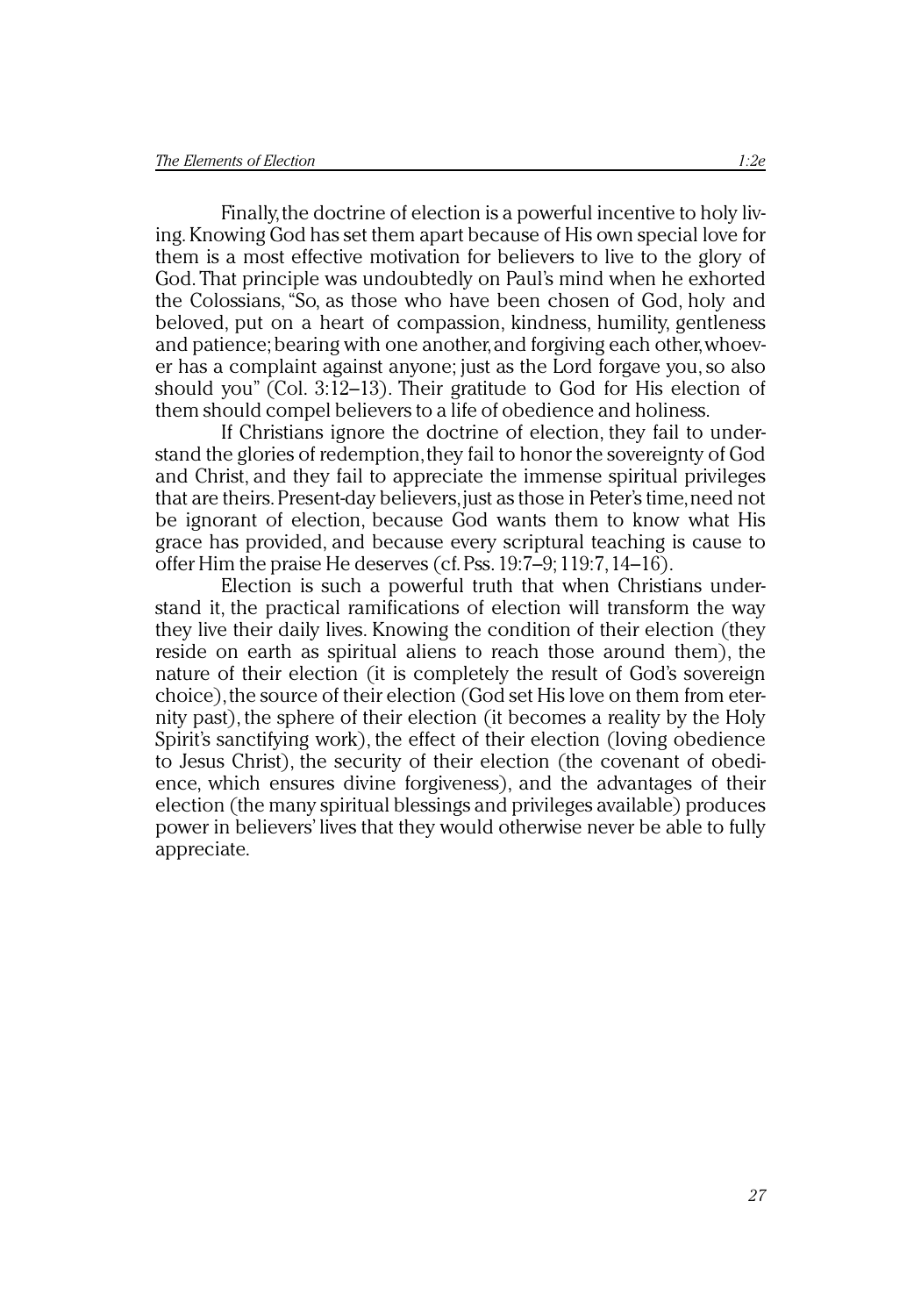Finally, the doctrine of election is a powerful incentive to holy living. Knowing God has set them apart because of His own special love for them is a most effective motivation for believers to live to the glory of God. That principle was undoubtedly on Paul's mind when he exhorted the Colossians, "So, as those who have been chosen of God, holy and beloved, put on a heart of compassion, kindness, humility, gentleness and patience; bearing with one another, and forgiving each other, whoever has a complaint against anyone; just as the Lord forgave you, so also should you" (Col. 3:12–13). Their gratitude to God for His election of them should compel believers to a life of obedience and holiness.

If Christians ignore the doctrine of election, they fail to understand the glories of redemption, they fail to honor the sovereignty of God and Christ, and they fail to appreciate the immense spiritual privileges that are theirs. Present-day believers, just as those in Peter's time, need not be ignorant of election, because God wants them to know what His grace has provided, and because every scriptural teaching is cause to offer Him the praise He deserves (cf. Pss. 19:7–9; 119:7, 14–16).

Election is such a powerful truth that when Christians understand it, the practical ramifications of election will transform the way they live their daily lives. Knowing the condition of their election (they reside on earth as spiritual aliens to reach those around them), the nature of their election (it is completely the result of God's sovereign choice), the source of their election (God set His love on them from eternity past), the sphere of their election (it becomes a reality by the Holy Spirit's sanctifying work), the effect of their election (loving obedience to Jesus Christ), the security of their election (the covenant of obedience, which ensures divine forgiveness), and the advantages of their election (the many spiritual blessings and privileges available) produces power in believers' lives that they would otherwise never be able to fully appreciate.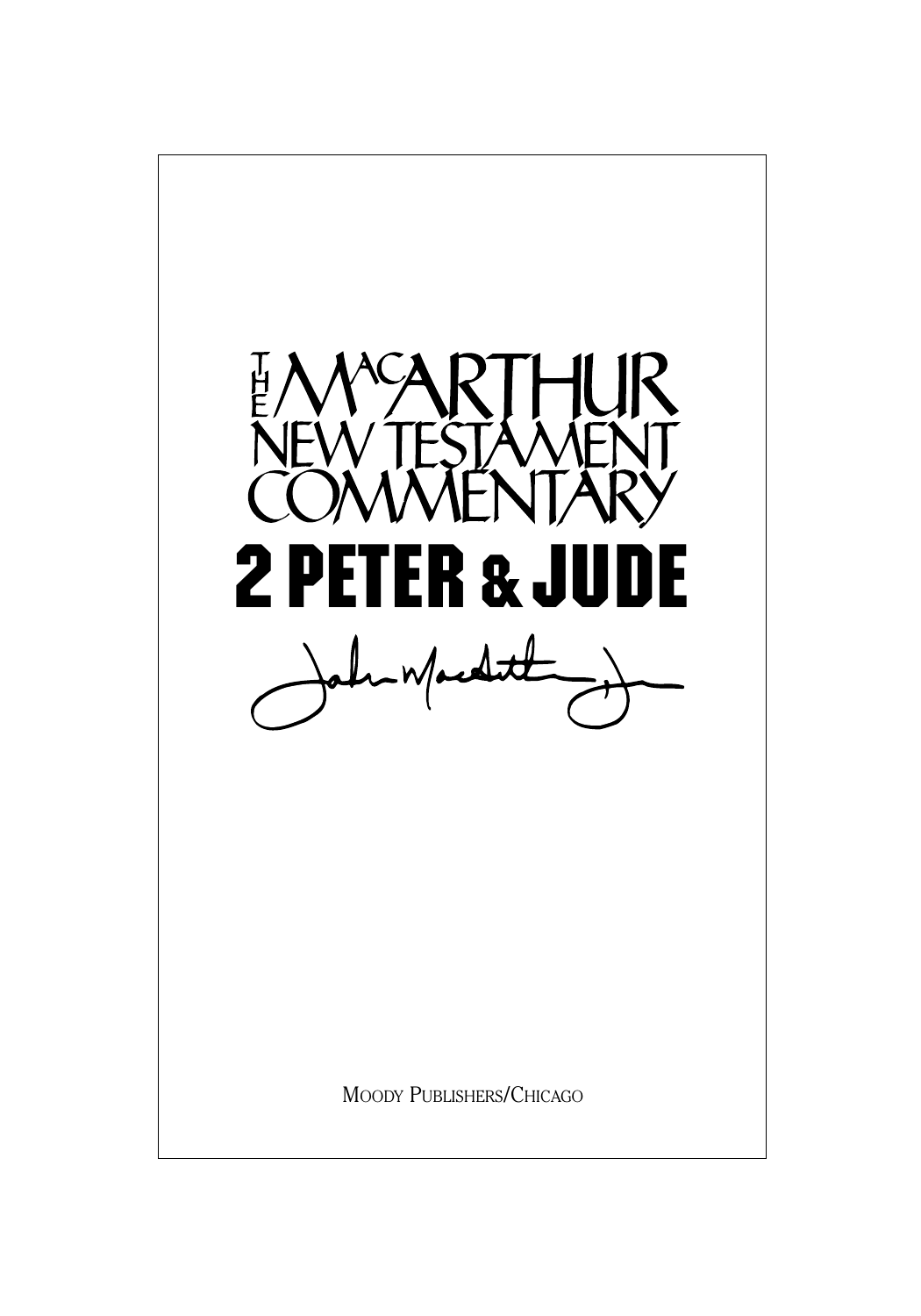# THE MACARTHUR NEW TESTAMENT COMMENTARY

# 2 PETER & JUDE

John MacArthur, Jr.

MOODY PUBLISHERS/CHICAGO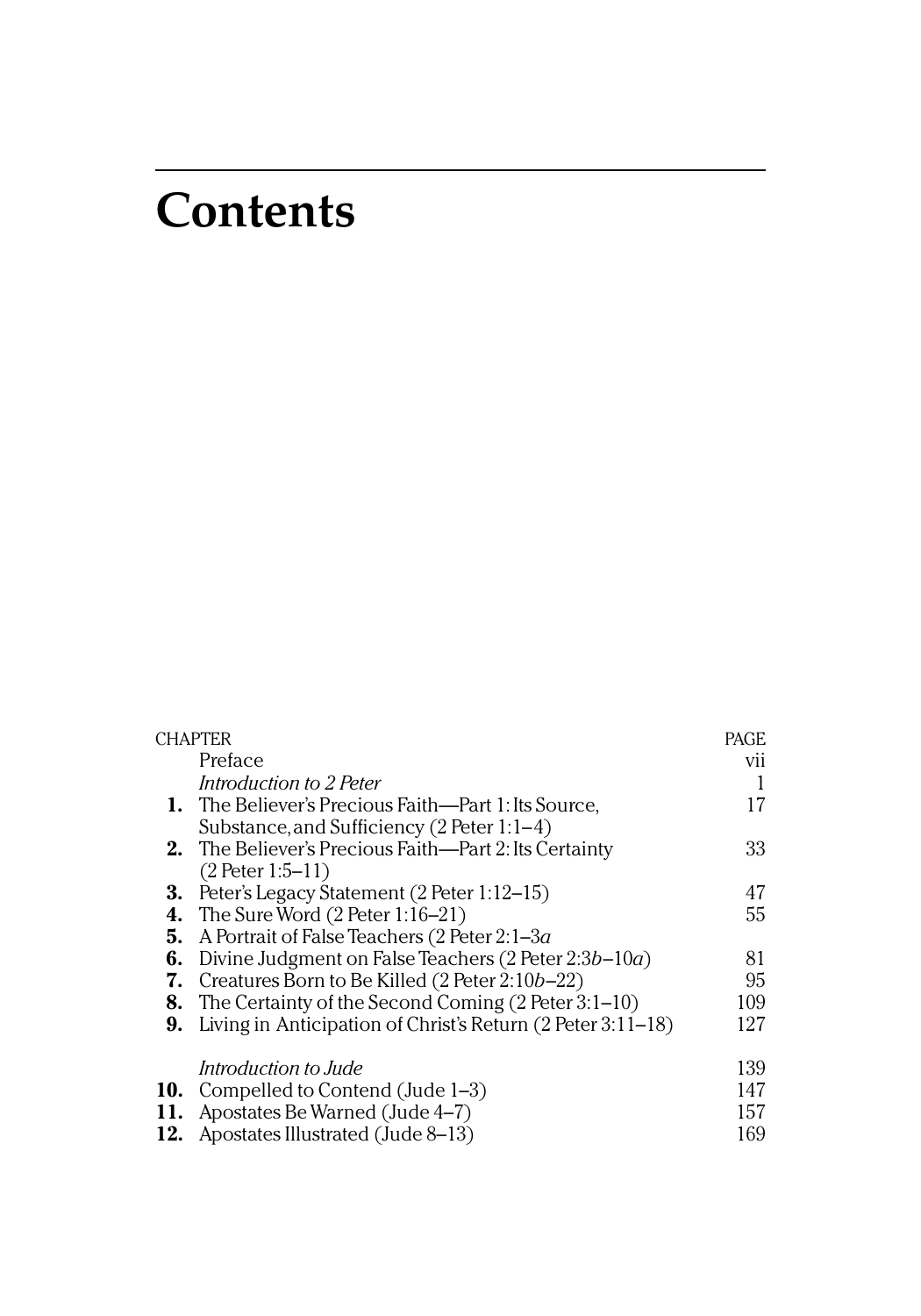# Contents

| CHAPTER | | PAGE |
|---|---|---|
| | Preface | vii |
| | *Introduction to 2 Peter* | 1 |
| **1.** | The Believer's Precious Faith—Part 1: Its Source, Substance, and Sufficiency (2 Peter 1:1–4) | 17 |
| **2.** | The Believer's Precious Faith—Part 2: Its Certainty (2 Peter 1:5–11) | 33 |
| **3.** | Peter's Legacy Statement (2 Peter 1:12–15) | 47 |
| **4.** | The Sure Word (2 Peter 1:16–21) | 55 |
| **5.** | A Portrait of False Teachers (2 Peter 2:1–3*a* | |
| **6.** | Divine Judgment on False Teachers (2 Peter 2:3*b*–10*a*) | 81 |
| **7.** | Creatures Born to Be Killed (2 Peter 2:10*b*–22) | 95 |
| **8.** | The Certainty of the Second Coming (2 Peter 3:1–10) | 109 |
| **9.** | Living in Anticipation of Christ's Return (2 Peter 3:11–18) | 127 |
| | *Introduction to Jude* | 139 |
| **10.** | Compelled to Contend (Jude 1–3) | 147 |
| **11.** | Apostates Be Warned (Jude 4–7) | 157 |
| **12.** | Apostates Illustrated (Jude 8–13) | 169 |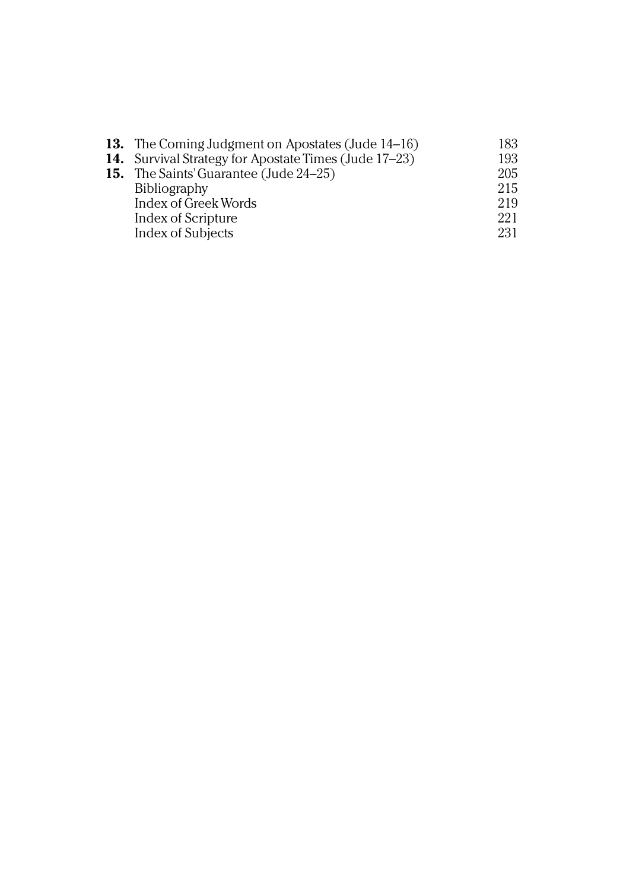| | | |
|---|---|---|
| **13.** | The Coming Judgment on Apostates (Jude 14–16) | 183 |
| **14.** | Survival Strategy for Apostate Times (Jude 17–23) | 193 |
| **15.** | The Saints' Guarantee (Jude 24–25) | 205 |
| | Bibliography | 215 |
| | Index of Greek Words | 219 |
| | Index of Scripture | 221 |
| | Index of Subjects | 231 |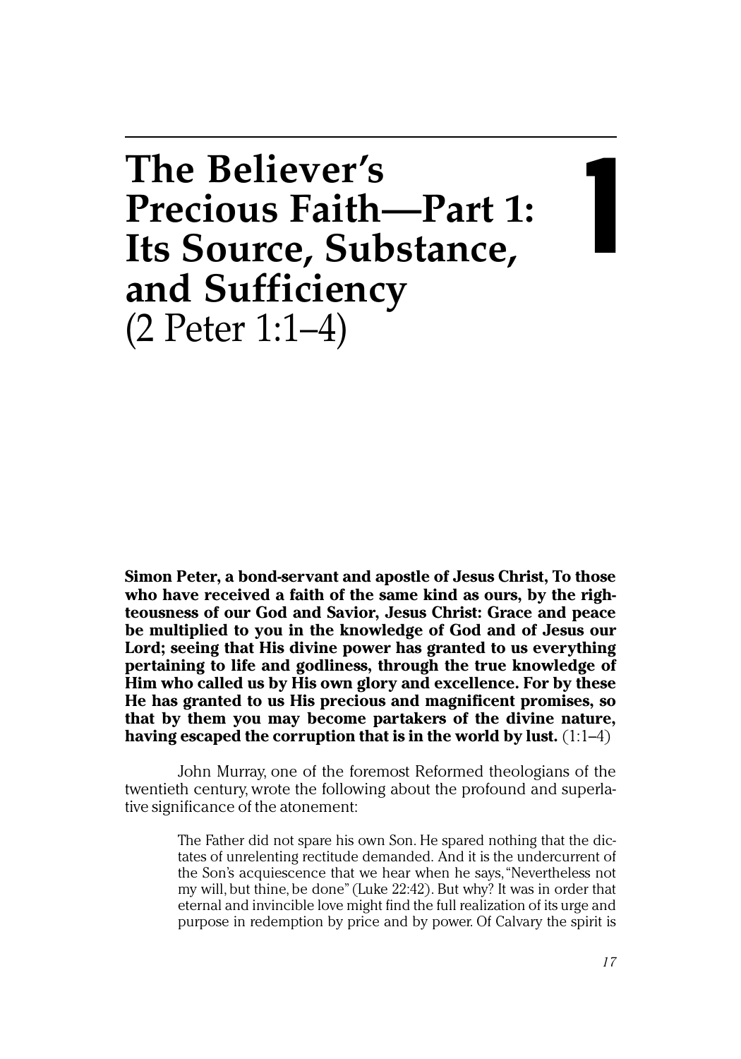# 1

# The Believer's Precious Faith—Part 1: Its Source, Substance, and Sufficiency (2 Peter 1:1–4)

**Simon Peter, a bond-servant and apostle of Jesus Christ, To those who have received a faith of the same kind as ours, by the righteousness of our God and Savior, Jesus Christ: Grace and peace be multiplied to you in the knowledge of God and of Jesus our Lord; seeing that His divine power has granted to us everything pertaining to life and godliness, through the true knowledge of Him who called us by His own glory and excellence. For by these He has granted to us His precious and magnificent promises, so that by them you may become partakers of the divine nature, having escaped the corruption that is in the world by lust.** (1:1–4)

John Murray, one of the foremost Reformed theologians of the twentieth century, wrote the following about the profound and superlative significance of the atonement:

> The Father did not spare his own Son. He spared nothing that the dictates of unrelenting rectitude demanded. And it is the undercurrent of the Son's acquiescence that we hear when he says, "Nevertheless not my will, but thine, be done" (Luke 22:42). But why? It was in order that eternal and invincible love might find the full realization of its urge and purpose in redemption by price and by power. Of Calvary the spirit is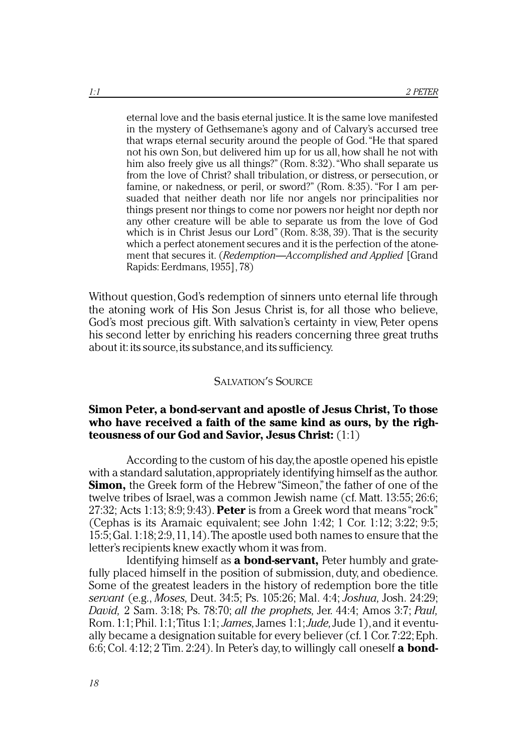> eternal love and the basis eternal justice. It is the same love manifested in the mystery of Gethsemane's agony and of Calvary's accursed tree that wraps eternal security around the people of God. "He that spared not his own Son, but delivered him up for us all, how shall he not with him also freely give us all things?" (Rom. 8:32). "Who shall separate us from the love of Christ? shall tribulation, or distress, or persecution, or famine, or nakedness, or peril, or sword?" (Rom. 8:35). "For I am persuaded that neither death nor life nor angels nor principalities nor things present nor things to come nor powers nor height nor depth nor any other creature will be able to separate us from the love of God which is in Christ Jesus our Lord" (Rom. 8:38, 39). That is the security which a perfect atonement secures and it is the perfection of the atonement that secures it. (*Redemption—Accomplished and Applied* [Grand Rapids: Eerdmans, 1955], 78)

Without question, God's redemption of sinners unto eternal life through the atoning work of His Son Jesus Christ is, for all those who believe, God's most precious gift. With salvation's certainty in view, Peter opens his second letter by enriching his readers concerning three great truths about it: its source, its substance, and its sufficiency.

## Salvation's Source

**Simon Peter, a bond-servant and apostle of Jesus Christ, To those who have received a faith of the same kind as ours, by the righteousness of our God and Savior, Jesus Christ:** (1:1)

According to the custom of his day, the apostle opened his epistle with a standard salutation, appropriately identifying himself as the author. **Simon,** the Greek form of the Hebrew "Simeon," the father of one of the twelve tribes of Israel, was a common Jewish name (cf. Matt. 13:55; 26:6; 27:32; Acts 1:13; 8:9; 9:43). **Peter** is from a Greek word that means "rock" (Cephas is its Aramaic equivalent; see John 1:42; 1 Cor. 1:12; 3:22; 9:5; 15:5; Gal. 1:18; 2:9, 11, 14). The apostle used both names to ensure that the letter's recipients knew exactly whom it was from.

Identifying himself as **a bond-servant,** Peter humbly and gratefully placed himself in the position of submission, duty, and obedience. Some of the greatest leaders in the history of redemption bore the title *servant* (e.g., *Moses,* Deut. 34:5; Ps. 105:26; Mal. 4:4; *Joshua,* Josh. 24:29; *David,* 2 Sam. 3:18; Ps. 78:70; *all the prophets,* Jer. 44:4; Amos 3:7; *Paul,* Rom. 1:1; Phil. 1:1; Titus 1:1; *James,* James 1:1; *Jude,* Jude 1), and it eventually became a designation suitable for every believer (cf. 1 Cor. 7:22; Eph. 6:6; Col. 4:12; 2 Tim. 2:24). In Peter's day, to willingly call oneself **a bond-**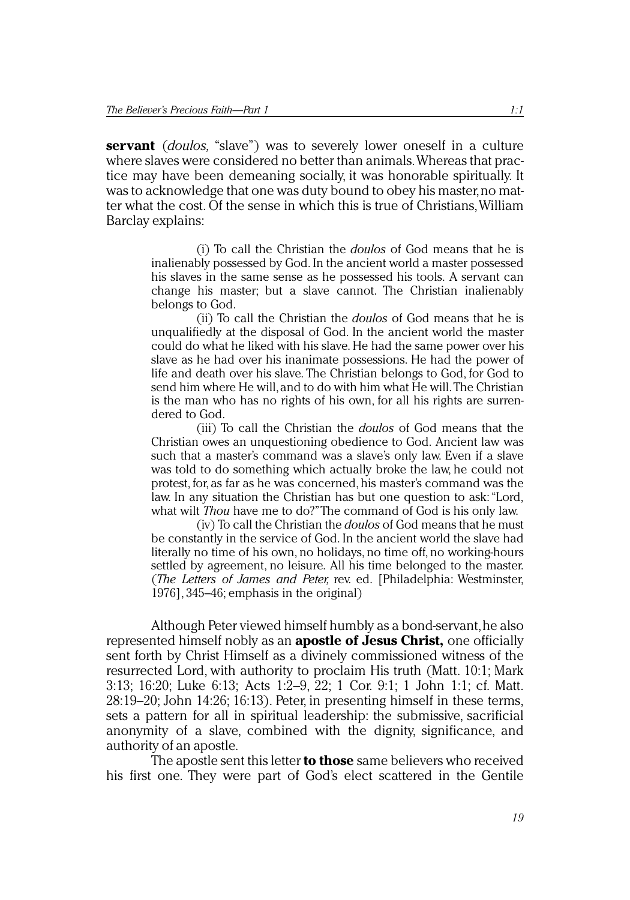**servant** (*doulos,* "slave") was to severely lower oneself in a culture where slaves were considered no better than animals. Whereas that practice may have been demeaning socially, it was honorable spiritually. It was to acknowledge that one was duty bound to obey his master, no matter what the cost. Of the sense in which this is true of Christians, William Barclay explains:

> (i) To call the Christian the *doulos* of God means that he is inalienably possessed by God. In the ancient world a master possessed his slaves in the same sense as he possessed his tools. A servant can change his master; but a slave cannot. The Christian inalienably belongs to God.
>
> (ii) To call the Christian the *doulos* of God means that he is unqualifiedly at the disposal of God. In the ancient world the master could do what he liked with his slave. He had the same power over his slave as he had over his inanimate possessions. He had the power of life and death over his slave. The Christian belongs to God, for God to send him where He will, and to do with him what He will. The Christian is the man who has no rights of his own, for all his rights are surrendered to God.
>
> (iii) To call the Christian the *doulos* of God means that the Christian owes an unquestioning obedience to God. Ancient law was such that a master's command was a slave's only law. Even if a slave was told to do something which actually broke the law, he could not protest, for, as far as he was concerned, his master's command was the law. In any situation the Christian has but one question to ask: "Lord, what wilt *Thou* have me to do?" The command of God is his only law.
>
> (iv) To call the Christian the *doulos* of God means that he must be constantly in the service of God. In the ancient world the slave had literally no time of his own, no holidays, no time off, no working-hours settled by agreement, no leisure. All his time belonged to the master. (*The Letters of James and Peter,* rev. ed. [Philadelphia: Westminster, 1976], 345–46; emphasis in the original)

Although Peter viewed himself humbly as a bond-servant, he also represented himself nobly as an **apostle of Jesus Christ,** one officially sent forth by Christ Himself as a divinely commissioned witness of the resurrected Lord, with authority to proclaim His truth (Matt. 10:1; Mark 3:13; 16:20; Luke 6:13; Acts 1:2–9, 22; 1 Cor. 9:1; 1 John 1:1; cf. Matt. 28:19–20; John 14:26; 16:13). Peter, in presenting himself in these terms, sets a pattern for all in spiritual leadership: the submissive, sacrificial anonymity of a slave, combined with the dignity, significance, and authority of an apostle.

The apostle sent this letter **to those** same believers who received his first one. They were part of God's elect scattered in the Gentile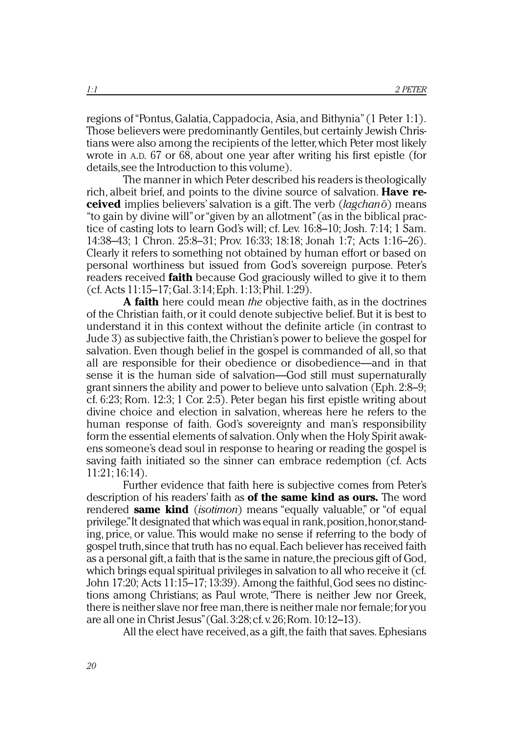regions of "Pontus, Galatia, Cappadocia, Asia, and Bithynia" (1 Peter 1:1). Those believers were predominantly Gentiles, but certainly Jewish Christians were also among the recipients of the letter, which Peter most likely wrote in A.D. 67 or 68, about one year after writing his first epistle (for details, see the Introduction to this volume).

The manner in which Peter described his readers is theologically rich, albeit brief, and points to the divine source of salvation. **Have received** implies believers' salvation is a gift. The verb (*lagchanō*) means "to gain by divine will" or "given by an allotment" (as in the biblical practice of casting lots to learn God's will; cf. Lev. 16:8–10; Josh. 7:14; 1 Sam. 14:38–43; 1 Chron. 25:8–31; Prov. 16:33; 18:18; Jonah 1:7; Acts 1:16–26). Clearly it refers to something not obtained by human effort or based on personal worthiness but issued from God's sovereign purpose. Peter's readers received **faith** because God graciously willed to give it to them (cf. Acts 11:15–17; Gal. 3:14; Eph. 1:13; Phil. 1:29).

**A faith** here could mean *the* objective faith, as in the doctrines of the Christian faith, or it could denote subjective belief. But it is best to understand it in this context without the definite article (in contrast to Jude 3) as subjective faith, the Christian's power to believe the gospel for salvation. Even though belief in the gospel is commanded of all, so that all are responsible for their obedience or disobedience—and in that sense it is the human side of salvation—God still must supernaturally grant sinners the ability and power to believe unto salvation (Eph. 2:8–9; cf. 6:23; Rom. 12:3; 1 Cor. 2:5). Peter began his first epistle writing about divine choice and election in salvation, whereas here he refers to the human response of faith. God's sovereignty and man's responsibility form the essential elements of salvation. Only when the Holy Spirit awakens someone's dead soul in response to hearing or reading the gospel is saving faith initiated so the sinner can embrace redemption (cf. Acts 11:21; 16:14).

Further evidence that faith here is subjective comes from Peter's description of his readers' faith as **of the same kind as ours.** The word rendered **same kind** (*isotimon*) means "equally valuable," or "of equal privilege." It designated that which was equal in rank, position, honor, standing, price, or value. This would make no sense if referring to the body of gospel truth, since that truth has no equal. Each believer has received faith as a personal gift, a faith that is the same in nature, the precious gift of God, which brings equal spiritual privileges in salvation to all who receive it (cf. John 17:20; Acts 11:15–17; 13:39). Among the faithful, God sees no distinctions among Christians; as Paul wrote, "There is neither Jew nor Greek, there is neither slave nor free man, there is neither male nor female; for you are all one in Christ Jesus" (Gal. 3:28; cf. v. 26; Rom. 10:12–13).

All the elect have received, as a gift, the faith that saves. Ephesians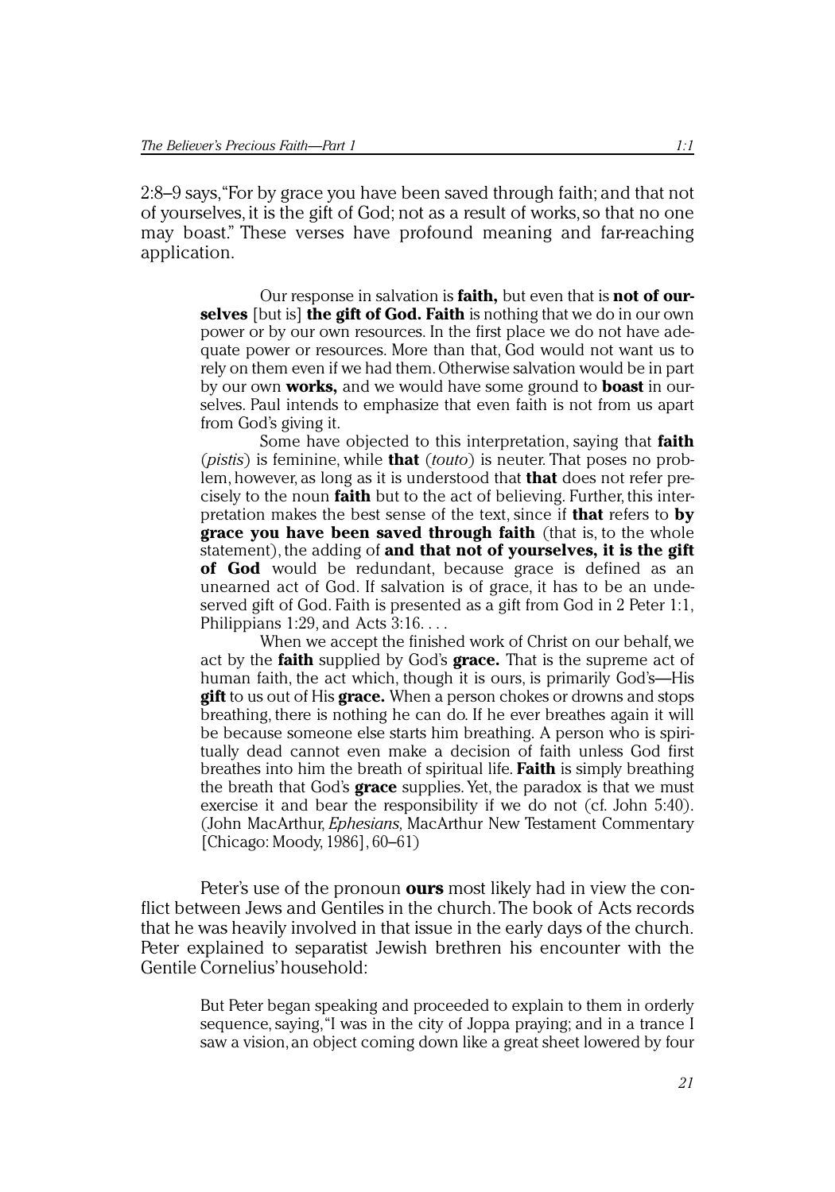2:8–9 says,"For by grace you have been saved through faith; and that not of yourselves, it is the gift of God; not as a result of works, so that no one may boast." These verses have profound meaning and far-reaching application.

> Our response in salvation is **faith,** but even that is **not of ourselves** [but is] **the gift of God. Faith** is nothing that we do in our own power or by our own resources. In the first place we do not have adequate power or resources. More than that, God would not want us to rely on them even if we had them. Otherwise salvation would be in part by our own **works,** and we would have some ground to **boast** in ourselves. Paul intends to emphasize that even faith is not from us apart from God's giving it.
>
> Some have objected to this interpretation, saying that **faith** (*pistis*) is feminine, while **that** (*touto*) is neuter. That poses no problem, however, as long as it is understood that **that** does not refer precisely to the noun **faith** but to the act of believing. Further, this interpretation makes the best sense of the text, since if **that** refers to **by grace you have been saved through faith** (that is, to the whole statement), the adding of **and that not of yourselves, it is the gift of God** would be redundant, because grace is defined as an unearned act of God. If salvation is of grace, it has to be an undeserved gift of God. Faith is presented as a gift from God in 2 Peter 1:1, Philippians 1:29, and Acts 3:16. . . .
>
> When we accept the finished work of Christ on our behalf, we act by the **faith** supplied by God's **grace.** That is the supreme act of human faith, the act which, though it is ours, is primarily God's—His **gift** to us out of His **grace.** When a person chokes or drowns and stops breathing, there is nothing he can do. If he ever breathes again it will be because someone else starts him breathing. A person who is spiritually dead cannot even make a decision of faith unless God first breathes into him the breath of spiritual life. **Faith** is simply breathing the breath that God's **grace** supplies. Yet, the paradox is that we must exercise it and bear the responsibility if we do not (cf. John 5:40). (John MacArthur, *Ephesians,* MacArthur New Testament Commentary [Chicago: Moody, 1986], 60–61)

Peter's use of the pronoun **ours** most likely had in view the conflict between Jews and Gentiles in the church. The book of Acts records that he was heavily involved in that issue in the early days of the church. Peter explained to separatist Jewish brethren his encounter with the Gentile Cornelius' household:

> But Peter began speaking and proceeded to explain to them in orderly sequence, saying, "I was in the city of Joppa praying; and in a trance I saw a vision, an object coming down like a great sheet lowered by four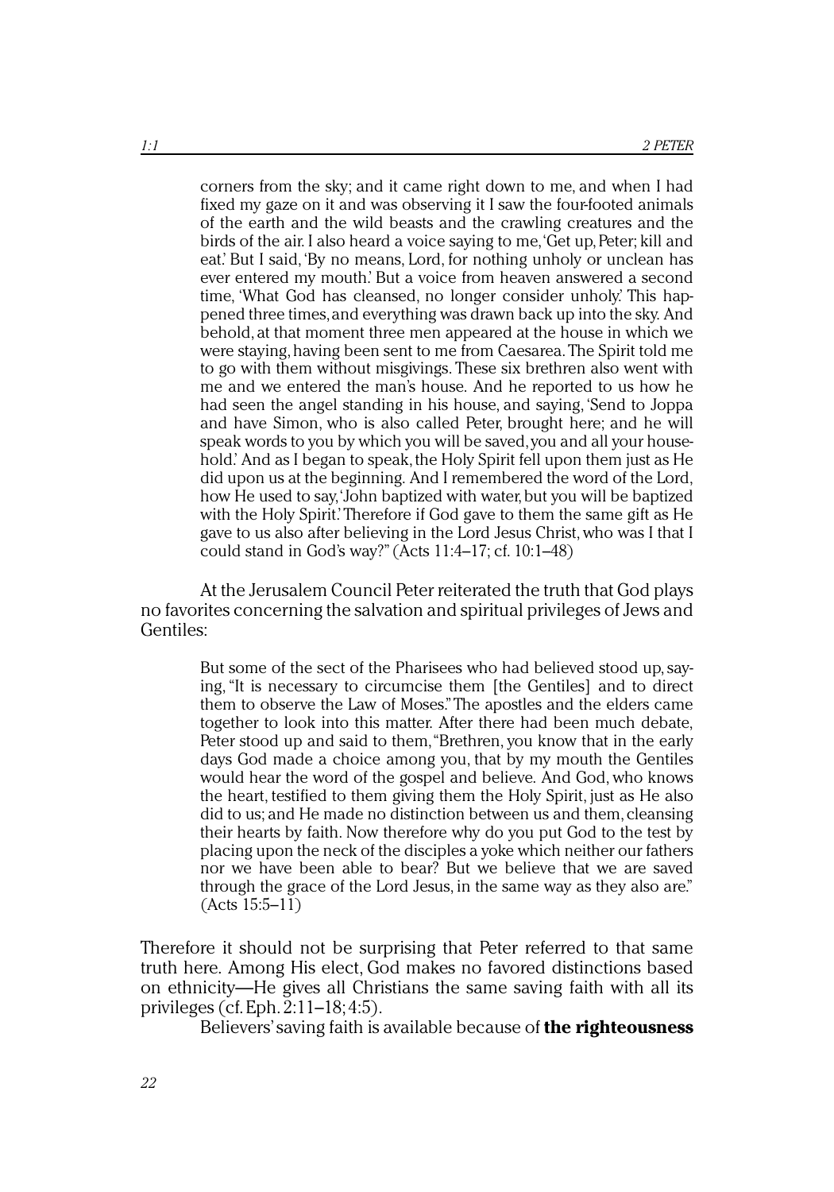> corners from the sky; and it came right down to me, and when I had fixed my gaze on it and was observing it I saw the four-footed animals of the earth and the wild beasts and the crawling creatures and the birds of the air. I also heard a voice saying to me, 'Get up, Peter; kill and eat.' But I said, 'By no means, Lord, for nothing unholy or unclean has ever entered my mouth.' But a voice from heaven answered a second time, 'What God has cleansed, no longer consider unholy.' This happened three times, and everything was drawn back up into the sky. And behold, at that moment three men appeared at the house in which we were staying, having been sent to me from Caesarea. The Spirit told me to go with them without misgivings. These six brethren also went with me and we entered the man's house. And he reported to us how he had seen the angel standing in his house, and saying, 'Send to Joppa and have Simon, who is also called Peter, brought here; and he will speak words to you by which you will be saved, you and all your household.' And as I began to speak, the Holy Spirit fell upon them just as He did upon us at the beginning. And I remembered the word of the Lord, how He used to say, 'John baptized with water, but you will be baptized with the Holy Spirit.' Therefore if God gave to them the same gift as He gave to us also after believing in the Lord Jesus Christ, who was I that I could stand in God's way?" (Acts 11:4–17; cf. 10:1–48)

At the Jerusalem Council Peter reiterated the truth that God plays no favorites concerning the salvation and spiritual privileges of Jews and Gentiles:

> But some of the sect of the Pharisees who had believed stood up, saying, "It is necessary to circumcise them [the Gentiles] and to direct them to observe the Law of Moses." The apostles and the elders came together to look into this matter. After there had been much debate, Peter stood up and said to them, "Brethren, you know that in the early days God made a choice among you, that by my mouth the Gentiles would hear the word of the gospel and believe. And God, who knows the heart, testified to them giving them the Holy Spirit, just as He also did to us; and He made no distinction between us and them, cleansing their hearts by faith. Now therefore why do you put God to the test by placing upon the neck of the disciples a yoke which neither our fathers nor we have been able to bear? But we believe that we are saved through the grace of the Lord Jesus, in the same way as they also are." (Acts 15:5–11)

Therefore it should not be surprising that Peter referred to that same truth here. Among His elect, God makes no favored distinctions based on ethnicity—He gives all Christians the same saving faith with all its privileges (cf. Eph. 2:11–18; 4:5).

Believers' saving faith is available because of **the righteousness**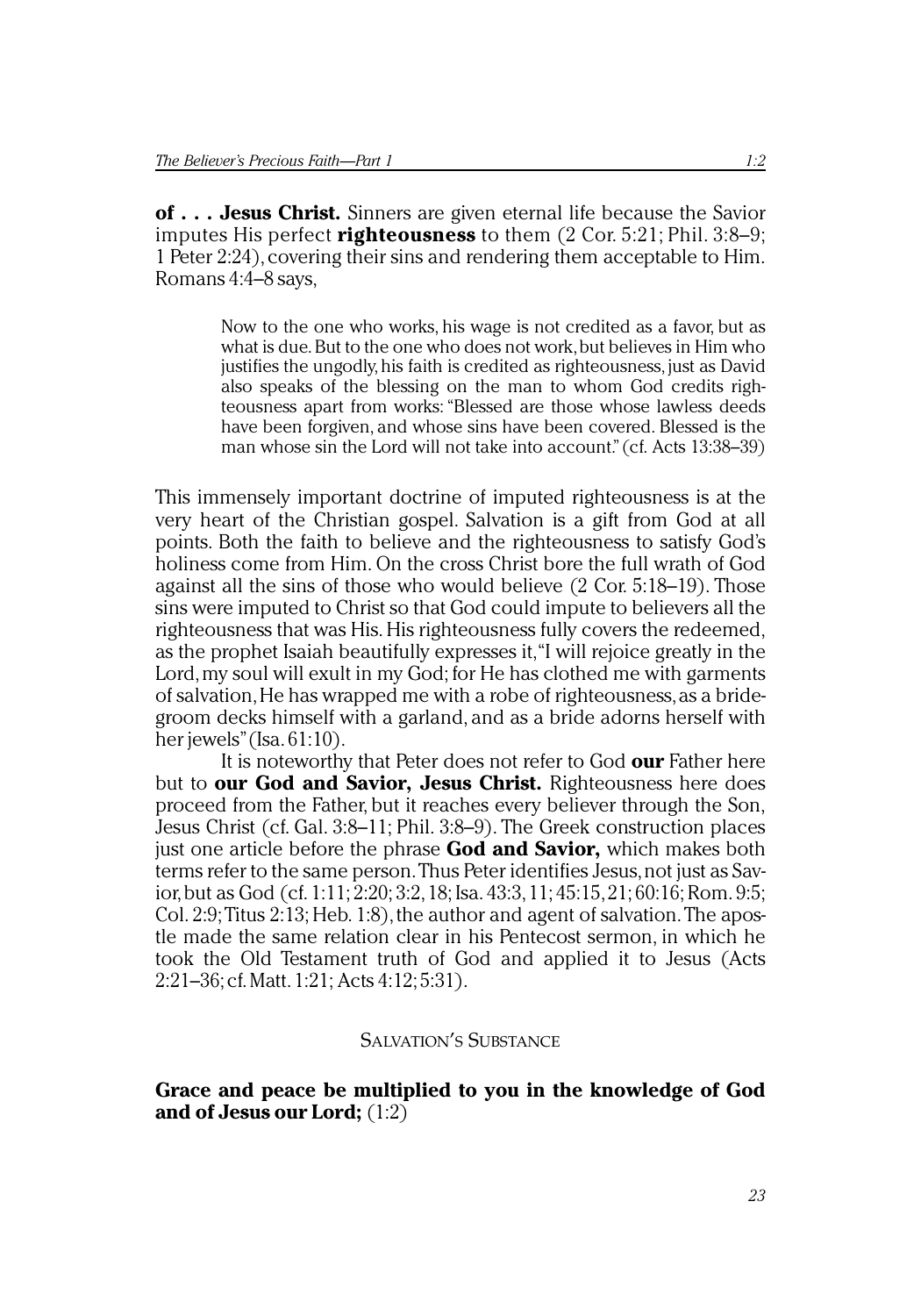**of . . . Jesus Christ.** Sinners are given eternal life because the Savior imputes His perfect **righteousness** to them (2 Cor. 5:21; Phil. 3:8–9; 1 Peter 2:24), covering their sins and rendering them acceptable to Him. Romans 4:4–8 says,

> Now to the one who works, his wage is not credited as a favor, but as what is due. But to the one who does not work, but believes in Him who justifies the ungodly, his faith is credited as righteousness, just as David also speaks of the blessing on the man to whom God credits righteousness apart from works: "Blessed are those whose lawless deeds have been forgiven, and whose sins have been covered. Blessed is the man whose sin the Lord will not take into account." (cf. Acts 13:38–39)

This immensely important doctrine of imputed righteousness is at the very heart of the Christian gospel. Salvation is a gift from God at all points. Both the faith to believe and the righteousness to satisfy God's holiness come from Him. On the cross Christ bore the full wrath of God against all the sins of those who would believe (2 Cor. 5:18–19). Those sins were imputed to Christ so that God could impute to believers all the righteousness that was His. His righteousness fully covers the redeemed, as the prophet Isaiah beautifully expresses it, "I will rejoice greatly in the Lord, my soul will exult in my God; for He has clothed me with garments of salvation, He has wrapped me with a robe of righteousness, as a bridegroom decks himself with a garland, and as a bride adorns herself with her jewels" (Isa. 61:10).

It is noteworthy that Peter does not refer to God **our** Father here but to **our God and Savior, Jesus Christ.** Righteousness here does proceed from the Father, but it reaches every believer through the Son, Jesus Christ (cf. Gal. 3:8–11; Phil. 3:8–9). The Greek construction places just one article before the phrase **God and Savior,** which makes both terms refer to the same person. Thus Peter identifies Jesus, not just as Savior, but as God (cf. 1:11; 2:20; 3:2, 18; Isa. 43:3, 11; 45:15, 21; 60:16; Rom. 9:5; Col. 2:9; Titus 2:13; Heb. 1:8), the author and agent of salvation. The apostle made the same relation clear in his Pentecost sermon, in which he took the Old Testament truth of God and applied it to Jesus (Acts 2:21–36; cf. Matt. 1:21; Acts 4:12; 5:31).

## Salvation's Substance

**Grace and peace be multiplied to you in the knowledge of God and of Jesus our Lord;** (1:2)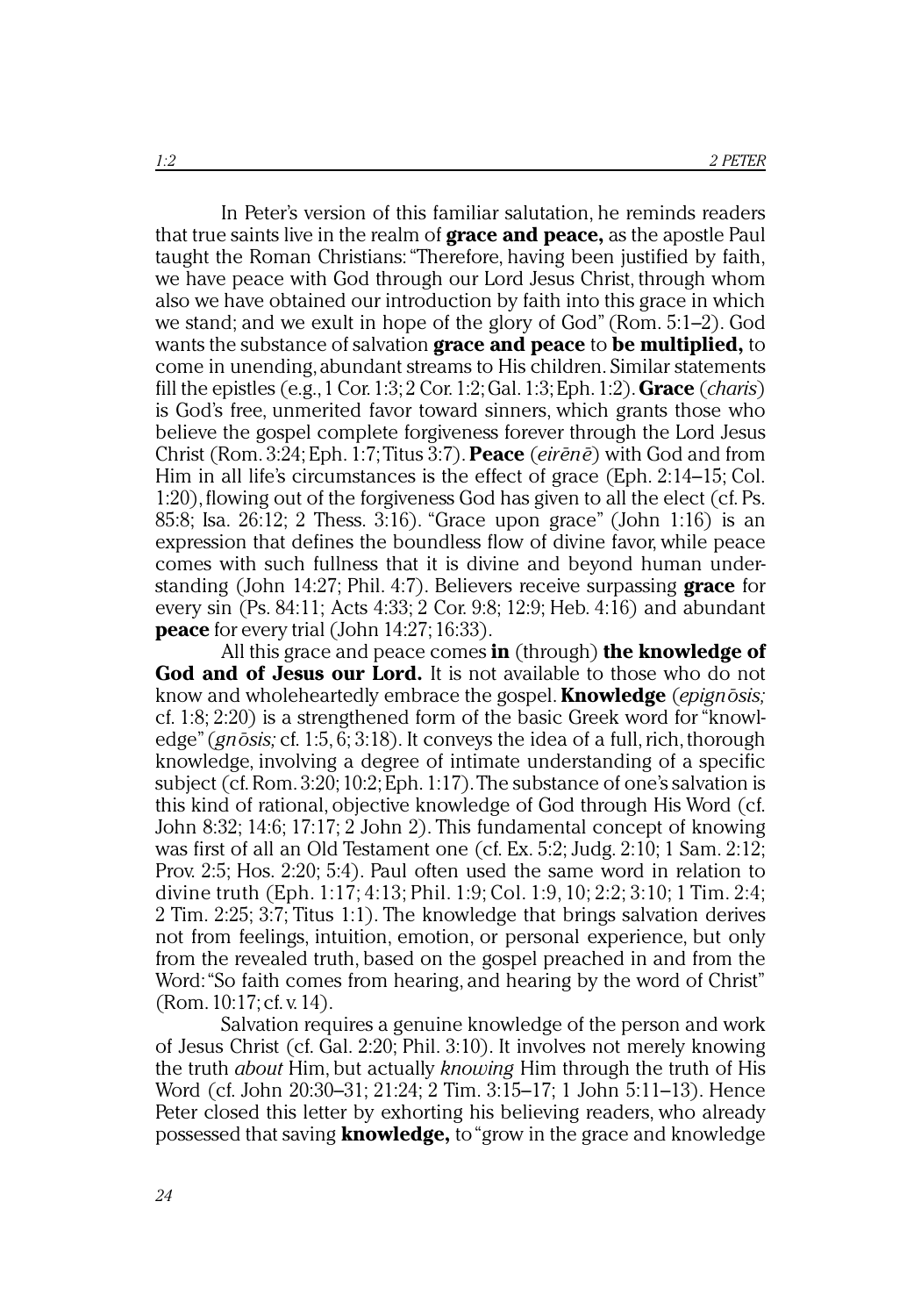In Peter's version of this familiar salutation, he reminds readers that true saints live in the realm of **grace and peace,** as the apostle Paul taught the Roman Christians: "Therefore, having been justified by faith, we have peace with God through our Lord Jesus Christ, through whom also we have obtained our introduction by faith into this grace in which we stand; and we exult in hope of the glory of God" (Rom. 5:1–2). God wants the substance of salvation **grace and peace** to **be multiplied,** to come in unending, abundant streams to His children. Similar statements fill the epistles (e.g., 1 Cor. 1:3; 2 Cor. 1:2; Gal. 1:3; Eph. 1:2). **Grace** (*charis*) is God's free, unmerited favor toward sinners, which grants those who believe the gospel complete forgiveness forever through the Lord Jesus Christ (Rom. 3:24; Eph. 1:7; Titus 3:7). **Peace** (*eirēnē*) with God and from Him in all life's circumstances is the effect of grace (Eph. 2:14–15; Col. 1:20), flowing out of the forgiveness God has given to all the elect (cf. Ps. 85:8; Isa. 26:12; 2 Thess. 3:16). "Grace upon grace" (John 1:16) is an expression that defines the boundless flow of divine favor, while peace comes with such fullness that it is divine and beyond human understanding (John 14:27; Phil. 4:7). Believers receive surpassing **grace** for every sin (Ps. 84:11; Acts 4:33; 2 Cor. 9:8; 12:9; Heb. 4:16) and abundant **peace** for every trial (John 14:27; 16:33).

All this grace and peace comes **in** (through) **the knowledge of God and of Jesus our Lord.** It is not available to those who do not know and wholeheartedly embrace the gospel. **Knowledge** (*epignōsis;* cf. 1:8; 2:20) is a strengthened form of the basic Greek word for "knowledge" (*gnōsis;* cf. 1:5, 6; 3:18). It conveys the idea of a full, rich, thorough knowledge, involving a degree of intimate understanding of a specific subject (cf. Rom. 3:20; 10:2; Eph. 1:17). The substance of one's salvation is this kind of rational, objective knowledge of God through His Word (cf. John 8:32; 14:6; 17:17; 2 John 2). This fundamental concept of knowing was first of all an Old Testament one (cf. Ex. 5:2; Judg. 2:10; 1 Sam. 2:12; Prov. 2:5; Hos. 2:20; 5:4). Paul often used the same word in relation to divine truth (Eph. 1:17; 4:13; Phil. 1:9; Col. 1:9, 10; 2:2; 3:10; 1 Tim. 2:4; 2 Tim. 2:25; 3:7; Titus 1:1). The knowledge that brings salvation derives not from feelings, intuition, emotion, or personal experience, but only from the revealed truth, based on the gospel preached in and from the Word: "So faith comes from hearing, and hearing by the word of Christ" (Rom. 10:17; cf. v. 14).

Salvation requires a genuine knowledge of the person and work of Jesus Christ (cf. Gal. 2:20; Phil. 3:10). It involves not merely knowing the truth *about* Him, but actually *knowing* Him through the truth of His Word (cf. John 20:30–31; 21:24; 2 Tim. 3:15–17; 1 John 5:11–13). Hence Peter closed this letter by exhorting his believing readers, who already possessed that saving **knowledge,** to "grow in the grace and knowledge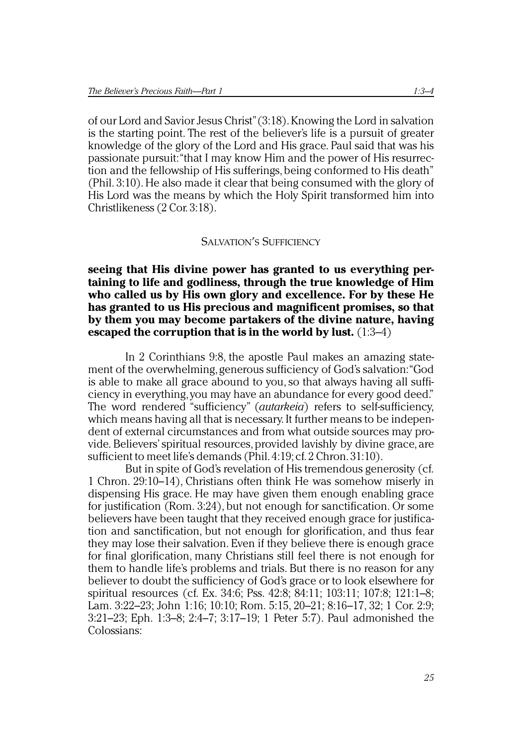of our Lord and Savior Jesus Christ" (3:18). Knowing the Lord in salvation is the starting point. The rest of the believer's life is a pursuit of greater knowledge of the glory of the Lord and His grace. Paul said that was his passionate pursuit: "that I may know Him and the power of His resurrection and the fellowship of His sufferings, being conformed to His death" (Phil. 3:10). He also made it clear that being consumed with the glory of His Lord was the means by which the Holy Spirit transformed him into Christlikeness (2 Cor. 3:18).

### Salvation's Sufficiency

**seeing that His divine power has granted to us everything pertaining to life and godliness, through the true knowledge of Him who called us by His own glory and excellence. For by these He has granted to us His precious and magnificent promises, so that by them you may become partakers of the divine nature, having escaped the corruption that is in the world by lust.** (1:3–4)

In 2 Corinthians 9:8, the apostle Paul makes an amazing statement of the overwhelming, generous sufficiency of God's salvation: "God is able to make all grace abound to you, so that always having all sufficiency in everything, you may have an abundance for every good deed." The word rendered "sufficiency" (*autarkeia*) refers to self-sufficiency, which means having all that is necessary. It further means to be independent of external circumstances and from what outside sources may provide. Believers' spiritual resources, provided lavishly by divine grace, are sufficient to meet life's demands (Phil. 4:19; cf. 2 Chron. 31:10).

But in spite of God's revelation of His tremendous generosity (cf. 1 Chron. 29:10–14), Christians often think He was somehow miserly in dispensing His grace. He may have given them enough enabling grace for justification (Rom. 3:24), but not enough for sanctification. Or some believers have been taught that they received enough grace for justification and sanctification, but not enough for glorification, and thus fear they may lose their salvation. Even if they believe there is enough grace for final glorification, many Christians still feel there is not enough for them to handle life's problems and trials. But there is no reason for any believer to doubt the sufficiency of God's grace or to look elsewhere for spiritual resources (cf. Ex. 34:6; Pss. 42:8; 84:11; 103:11; 107:8; 121:1–8; Lam. 3:22–23; John 1:16; 10:10; Rom. 5:15, 20–21; 8:16–17, 32; 1 Cor. 2:9; 3:21–23; Eph. 1:3–8; 2:4–7; 3:17–19; 1 Peter 5:7). Paul admonished the Colossians: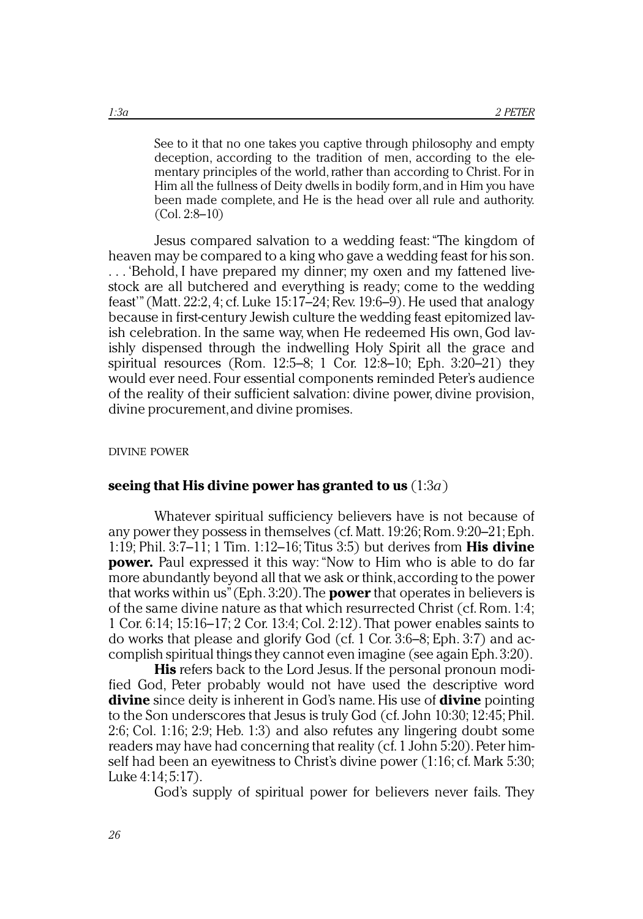> See to it that no one takes you captive through philosophy and empty deception, according to the tradition of men, according to the elementary principles of the world, rather than according to Christ. For in Him all the fullness of Deity dwells in bodily form, and in Him you have been made complete, and He is the head over all rule and authority. (Col. 2:8–10)

Jesus compared salvation to a wedding feast: "The kingdom of heaven may be compared to a king who gave a wedding feast for his son. . . . 'Behold, I have prepared my dinner; my oxen and my fattened livestock are all butchered and everything is ready; come to the wedding feast'" (Matt. 22:2, 4; cf. Luke 15:17–24; Rev. 19:6–9). He used that analogy because in first-century Jewish culture the wedding feast epitomized lavish celebration. In the same way, when He redeemed His own, God lavishly dispensed through the indwelling Holy Spirit all the grace and spiritual resources (Rom. 12:5–8; 1 Cor. 12:8–10; Eph. 3:20–21) they would ever need. Four essential components reminded Peter's audience of the reality of their sufficient salvation: divine power, divine provision, divine procurement, and divine promises.

### DIVINE POWER

**seeing that His divine power has granted to us** (1:3*a*)

Whatever spiritual sufficiency believers have is not because of any power they possess in themselves (cf. Matt. 19:26; Rom. 9:20–21; Eph. 1:19; Phil. 3:7–11; 1 Tim. 1:12–16; Titus 3:5) but derives from **His divine power.** Paul expressed it this way: "Now to Him who is able to do far more abundantly beyond all that we ask or think, according to the power that works within us" (Eph. 3:20). The **power** that operates in believers is of the same divine nature as that which resurrected Christ (cf. Rom. 1:4; 1 Cor. 6:14; 15:16–17; 2 Cor. 13:4; Col. 2:12). That power enables saints to do works that please and glorify God (cf. 1 Cor. 3:6–8; Eph. 3:7) and accomplish spiritual things they cannot even imagine (see again Eph. 3:20).

**His** refers back to the Lord Jesus. If the personal pronoun modified God, Peter probably would not have used the descriptive word **divine** since deity is inherent in God's name. His use of **divine** pointing to the Son underscores that Jesus is truly God (cf. John 10:30; 12:45; Phil. 2:6; Col. 1:16; 2:9; Heb. 1:3) and also refutes any lingering doubt some readers may have had concerning that reality (cf. 1 John 5:20). Peter himself had been an eyewitness to Christ's divine power (1:16; cf. Mark 5:30; Luke 4:14; 5:17).

God's supply of spiritual power for believers never fails. They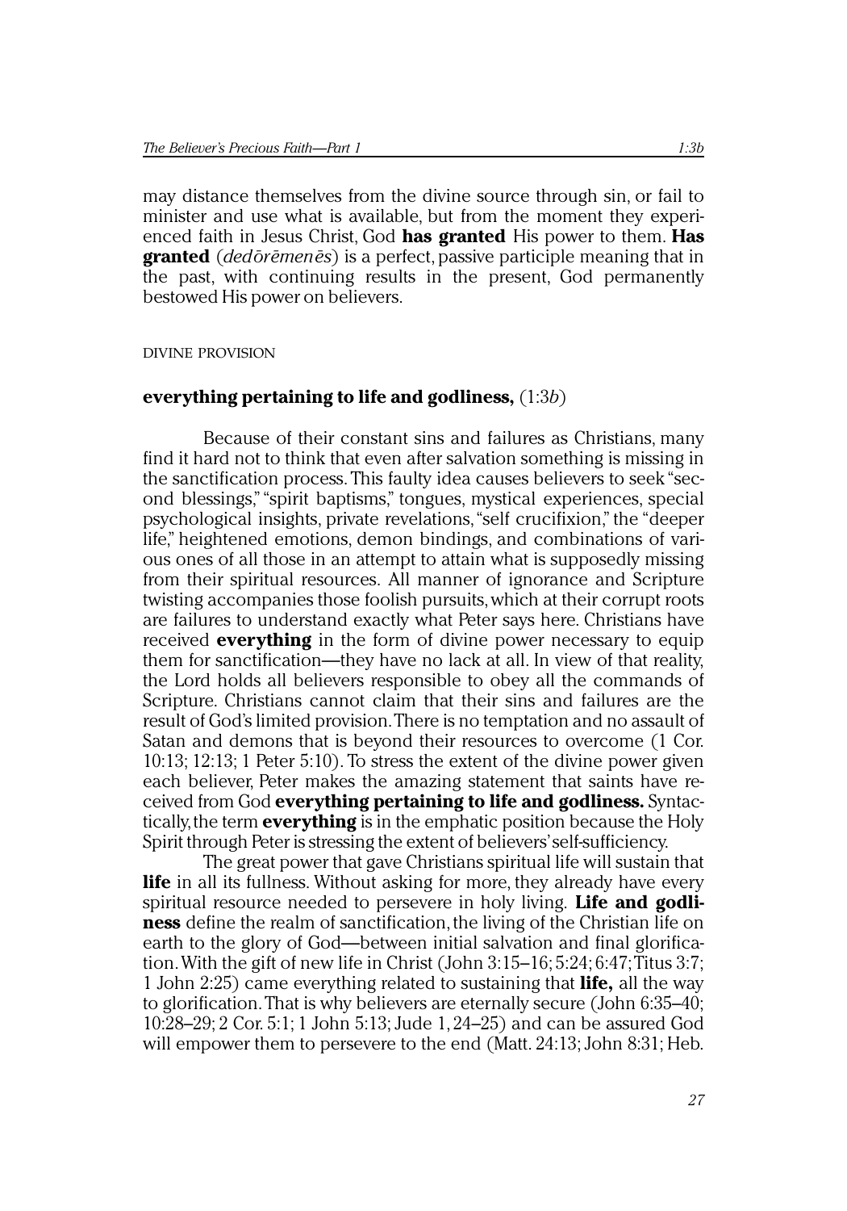may distance themselves from the divine source through sin, or fail to minister and use what is available, but from the moment they experienced faith in Jesus Christ, God **has granted** His power to them. **Has granted** (*dedōrēmenēs*) is a perfect, passive participle meaning that in the past, with continuing results in the present, God permanently bestowed His power on believers.

DIVINE PROVISION

**everything pertaining to life and godliness,** (1:3*b*)

Because of their constant sins and failures as Christians, many find it hard not to think that even after salvation something is missing in the sanctification process. This faulty idea causes believers to seek "second blessings," "spirit baptisms," tongues, mystical experiences, special psychological insights, private revelations, "self crucifixion," the "deeper life," heightened emotions, demon bindings, and combinations of various ones of all those in an attempt to attain what is supposedly missing from their spiritual resources. All manner of ignorance and Scripture twisting accompanies those foolish pursuits, which at their corrupt roots are failures to understand exactly what Peter says here. Christians have received **everything** in the form of divine power necessary to equip them for sanctification—they have no lack at all. In view of that reality, the Lord holds all believers responsible to obey all the commands of Scripture. Christians cannot claim that their sins and failures are the result of God's limited provision. There is no temptation and no assault of Satan and demons that is beyond their resources to overcome (1 Cor. 10:13; 12:13; 1 Peter 5:10). To stress the extent of the divine power given each believer, Peter makes the amazing statement that saints have received from God **everything pertaining to life and godliness.** Syntactically, the term **everything** is in the emphatic position because the Holy Spirit through Peter is stressing the extent of believers' self-sufficiency.

The great power that gave Christians spiritual life will sustain that **life** in all its fullness. Without asking for more, they already have every spiritual resource needed to persevere in holy living. **Life and godliness** define the realm of sanctification, the living of the Christian life on earth to the glory of God—between initial salvation and final glorification. With the gift of new life in Christ (John 3:15–16; 5:24; 6:47; Titus 3:7; 1 John 2:25) came everything related to sustaining that **life,** all the way to glorification. That is why believers are eternally secure (John 6:35–40; 10:28–29; 2 Cor. 5:1; 1 John 5:13; Jude 1, 24–25) and can be assured God will empower them to persevere to the end (Matt. 24:13; John 8:31; Heb.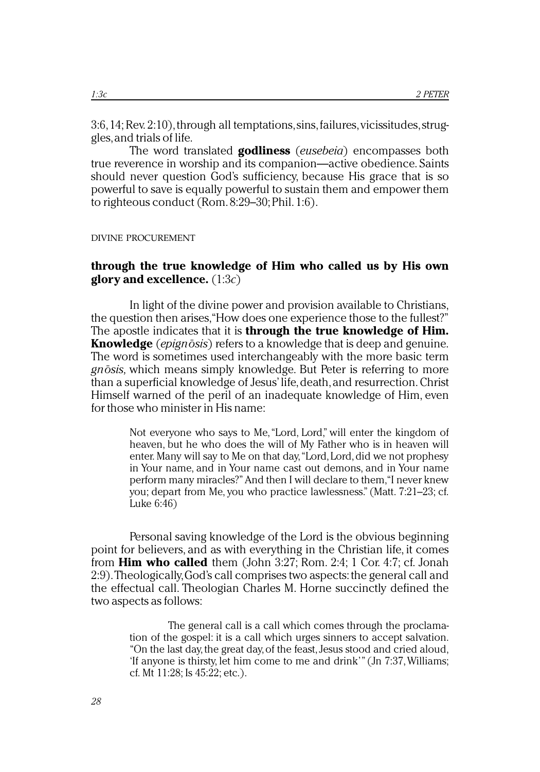3:6, 14; Rev. 2:10), through all temptations, sins, failures, vicissitudes, struggles, and trials of life.

The word translated **godliness** (*eusebeia*) encompasses both true reverence in worship and its companion—active obedience. Saints should never question God's sufficiency, because His grace that is so powerful to save is equally powerful to sustain them and empower them to righteous conduct (Rom. 8:29–30; Phil. 1:6).

DIVINE PROCUREMENT

**through the true knowledge of Him who called us by His own glory and excellence.** (1:3*c*)

In light of the divine power and provision available to Christians, the question then arises, "How does one experience those to the fullest?" The apostle indicates that it is **through the true knowledge of Him. Knowledge** (*epignōsis*) refers to a knowledge that is deep and genuine. The word is sometimes used interchangeably with the more basic term *gnōsis*, which means simply knowledge. But Peter is referring to more than a superficial knowledge of Jesus' life, death, and resurrection. Christ Himself warned of the peril of an inadequate knowledge of Him, even for those who minister in His name:

> Not everyone who says to Me, "Lord, Lord," will enter the kingdom of heaven, but he who does the will of My Father who is in heaven will enter. Many will say to Me on that day, "Lord, Lord, did we not prophesy in Your name, and in Your name cast out demons, and in Your name perform many miracles?" And then I will declare to them, "I never knew you; depart from Me, you who practice lawlessness." (Matt. 7:21–23; cf. Luke 6:46)

Personal saving knowledge of the Lord is the obvious beginning point for believers, and as with everything in the Christian life, it comes from **Him who called** them (John 3:27; Rom. 2:4; 1 Cor. 4:7; cf. Jonah 2:9). Theologically, God's call comprises two aspects: the general call and the effectual call. Theologian Charles M. Horne succinctly defined the two aspects as follows:

> The general call is a call which comes through the proclamation of the gospel: it is a call which urges sinners to accept salvation. "On the last day, the great day, of the feast, Jesus stood and cried aloud, 'If anyone is thirsty, let him come to me and drink'" (Jn 7:37, Williams; cf. Mt 11:28; Is 45:22; etc.).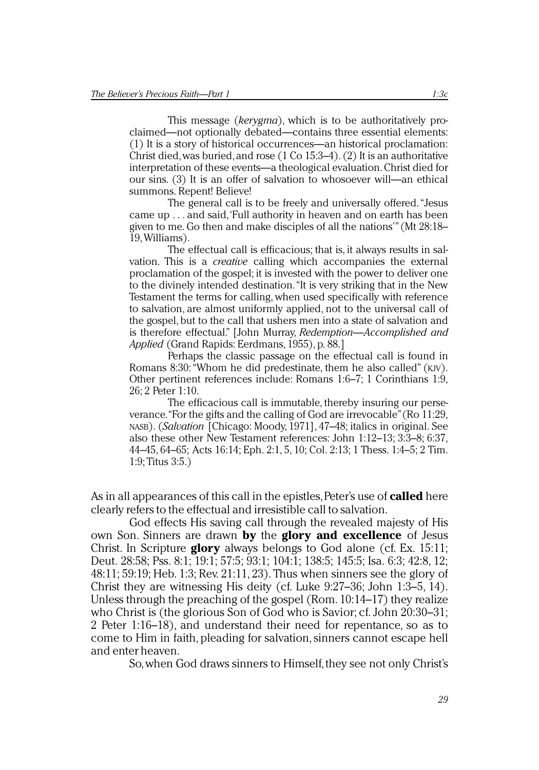This message (*kerygma*), which is to be authoritatively proclaimed—not optionally debated—contains three essential elements: (1) It is a story of historical occurrences—an historical proclamation: Christ died, was buried, and rose (1 Co 15:3–4). (2) It is an authoritative interpretation of these events—a theological evaluation. Christ died for our sins. (3) It is an offer of salvation to whosoever will—an ethical summons. Repent! Believe!

The general call is to be freely and universally offered. "Jesus came up . . . and said, 'Full authority in heaven and on earth has been given to me. Go then and make disciples of all the nations'" (Mt 28:18–19, Williams).

The effectual call is efficacious; that is, it always results in salvation. This is a *creative* calling which accompanies the external proclamation of the gospel; it is invested with the power to deliver one to the divinely intended destination. "It is very striking that in the New Testament the terms for calling, when used specifically with reference to salvation, are almost uniformly applied, not to the universal call of the gospel, but to the call that ushers men into a state of salvation and is therefore effectual." [John Murray, *Redemption—Accomplished and Applied* (Grand Rapids: Eerdmans, 1955), p. 88.]

Perhaps the classic passage on the effectual call is found in Romans 8:30: "Whom he did predestinate, them he also called" (KJV). Other pertinent references include: Romans 1:6–7; 1 Corinthians 1:9, 26; 2 Peter 1:10.

The efficacious call is immutable, thereby insuring our perseverance. "For the gifts and the calling of God are irrevocable" (Ro 11:29, NASB). (*Salvation* [Chicago: Moody, 1971], 47–48; italics in original. See also these other New Testament references: John 1:12–13; 3:3–8; 6:37, 44–45, 64–65; Acts 16:14; Eph. 2:1, 5, 10; Col. 2:13; 1 Thess. 1:4–5; 2 Tim. 1:9; Titus 3:5.)

As in all appearances of this call in the epistles, Peter's use of **called** here clearly refers to the effectual and irresistible call to salvation.

God effects His saving call through the revealed majesty of His own Son. Sinners are drawn **by** the **glory and excellence** of Jesus Christ. In Scripture **glory** always belongs to God alone (cf. Ex. 15:11; Deut. 28:58; Pss. 8:1; 19:1; 57:5; 93:1; 104:1; 138:5; 145:5; Isa. 6:3; 42:8, 12; 48:11; 59:19; Heb. 1:3; Rev. 21:11, 23). Thus when sinners see the glory of Christ they are witnessing His deity (cf. Luke 9:27–36; John 1:3–5, 14). Unless through the preaching of the gospel (Rom. 10:14–17) they realize who Christ is (the glorious Son of God who is Savior; cf. John 20:30–31; 2 Peter 1:16–18), and understand their need for repentance, so as to come to Him in faith, pleading for salvation, sinners cannot escape hell and enter heaven.

So, when God draws sinners to Himself, they see not only Christ's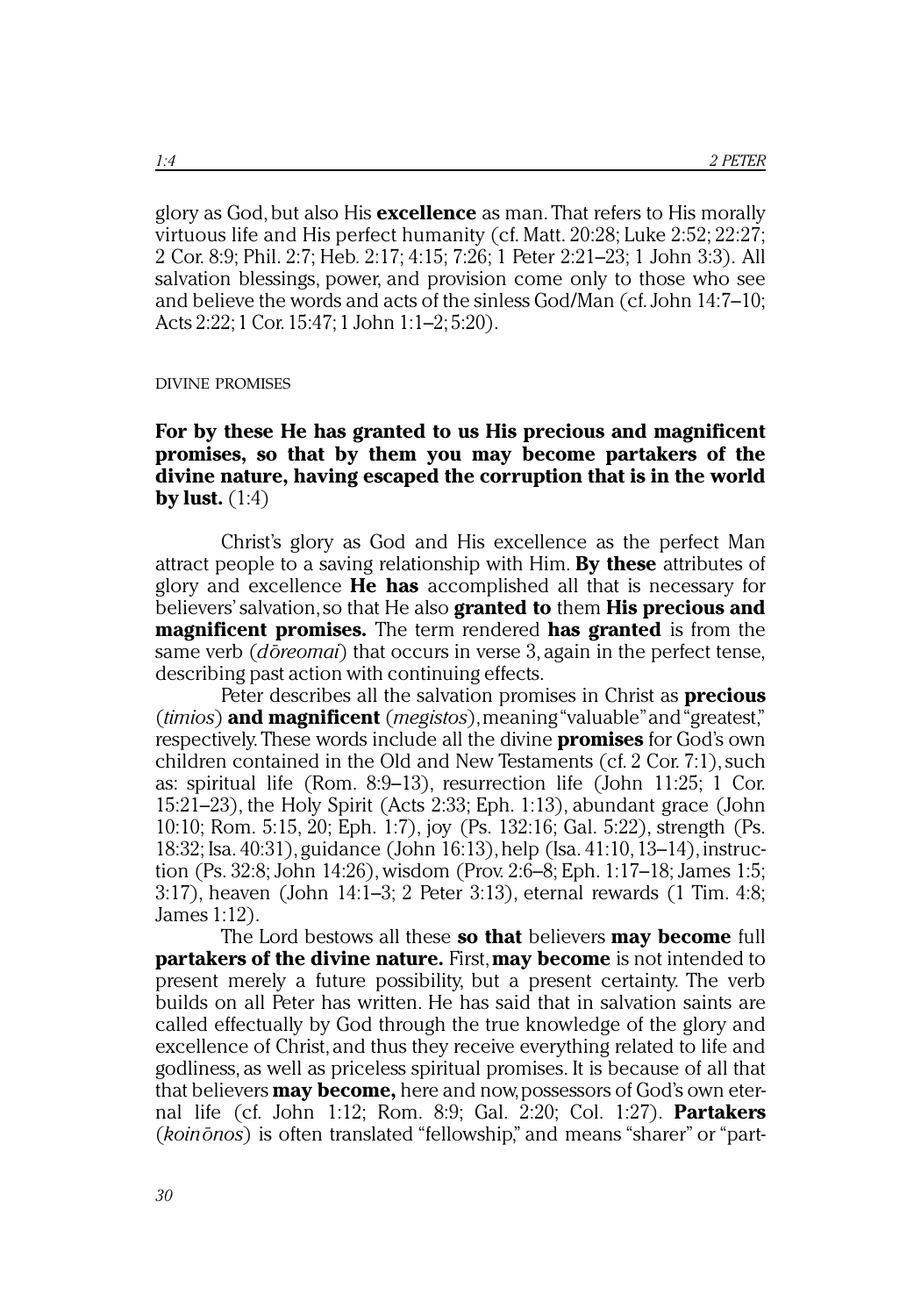glory as God, but also His **excellence** as man. That refers to His morally virtuous life and His perfect humanity (cf. Matt. 20:28; Luke 2:52; 22:27; 2 Cor. 8:9; Phil. 2:7; Heb. 2:17; 4:15; 7:26; 1 Peter 2:21–23; 1 John 3:3). All salvation blessings, power, and provision come only to those who see and believe the words and acts of the sinless God/Man (cf. John 14:7–10; Acts 2:22; 1 Cor. 15:47; 1 John 1:1–2; 5:20).

### DIVINE PROMISES

**For by these He has granted to us His precious and magnificent promises, so that by them you may become partakers of the divine nature, having escaped the corruption that is in the world by lust.** (1:4)

Christ's glory as God and His excellence as the perfect Man attract people to a saving relationship with Him. **By these** attributes of glory and excellence **He has** accomplished all that is necessary for believers' salvation, so that He also **granted to** them **His precious and magnificent promises.** The term rendered **has granted** is from the same verb (*dōreomai*) that occurs in verse 3, again in the perfect tense, describing past action with continuing effects.

Peter describes all the salvation promises in Christ as **precious** (*timios*) **and magnificent** (*megistos*), meaning "valuable" and "greatest," respectively. These words include all the divine **promises** for God's own children contained in the Old and New Testaments (cf. 2 Cor. 7:1), such as: spiritual life (Rom. 8:9–13), resurrection life (John 11:25; 1 Cor. 15:21–23), the Holy Spirit (Acts 2:33; Eph. 1:13), abundant grace (John 10:10; Rom. 5:15, 20; Eph. 1:7), joy (Ps. 132:16; Gal. 5:22), strength (Ps. 18:32; Isa. 40:31), guidance (John 16:13), help (Isa. 41:10, 13–14), instruction (Ps. 32:8; John 14:26), wisdom (Prov. 2:6–8; Eph. 1:17–18; James 1:5; 3:17), heaven (John 14:1–3; 2 Peter 3:13), eternal rewards (1 Tim. 4:8; James 1:12).

The Lord bestows all these **so that** believers **may become** full **partakers of the divine nature.** First, **may become** is not intended to present merely a future possibility, but a present certainty. The verb builds on all Peter has written. He has said that in salvation saints are called effectually by God through the true knowledge of the glory and excellence of Christ, and thus they receive everything related to life and godliness, as well as priceless spiritual promises. It is because of all that that believers **may become,** here and now, possessors of God's own eternal life (cf. John 1:12; Rom. 8:9; Gal. 2:20; Col. 1:27). **Partakers** (*koinōnos*) is often translated "fellowship," and means "sharer" or "part-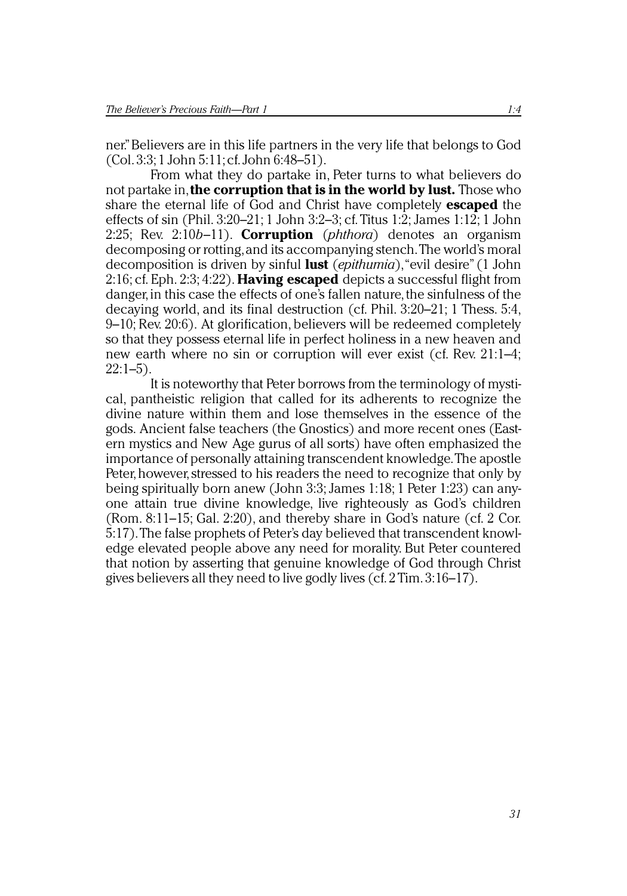ner." Believers are in this life partners in the very life that belongs to God (Col. 3:3; 1 John 5:11; cf. John 6:48–51).

From what they do partake in, Peter turns to what believers do not partake in, **the corruption that is in the world by lust.** Those who share the eternal life of God and Christ have completely **escaped** the effects of sin (Phil. 3:20–21; 1 John 3:2–3; cf. Titus 1:2; James 1:12; 1 John 2:25; Rev. 2:10*b*–11). **Corruption** (*phthora*) denotes an organism decomposing or rotting, and its accompanying stench. The world's moral decomposition is driven by sinful **lust** (*epithumia*), "evil desire" (1 John 2:16; cf. Eph. 2:3; 4:22). **Having escaped** depicts a successful flight from danger, in this case the effects of one's fallen nature, the sinfulness of the decaying world, and its final destruction (cf. Phil. 3:20–21; 1 Thess. 5:4, 9–10; Rev. 20:6). At glorification, believers will be redeemed completely so that they possess eternal life in perfect holiness in a new heaven and new earth where no sin or corruption will ever exist (cf. Rev. 21:1–4; 22:1–5).

It is noteworthy that Peter borrows from the terminology of mystical, pantheistic religion that called for its adherents to recognize the divine nature within them and lose themselves in the essence of the gods. Ancient false teachers (the Gnostics) and more recent ones (Eastern mystics and New Age gurus of all sorts) have often emphasized the importance of personally attaining transcendent knowledge. The apostle Peter, however, stressed to his readers the need to recognize that only by being spiritually born anew (John 3:3; James 1:18; 1 Peter 1:23) can anyone attain true divine knowledge, live righteously as God's children (Rom. 8:11–15; Gal. 2:20), and thereby share in God's nature (cf. 2 Cor. 5:17). The false prophets of Peter's day believed that transcendent knowledge elevated people above any need for morality. But Peter countered that notion by asserting that genuine knowledge of God through Christ gives believers all they need to live godly lives (cf. 2 Tim. 3:16–17).